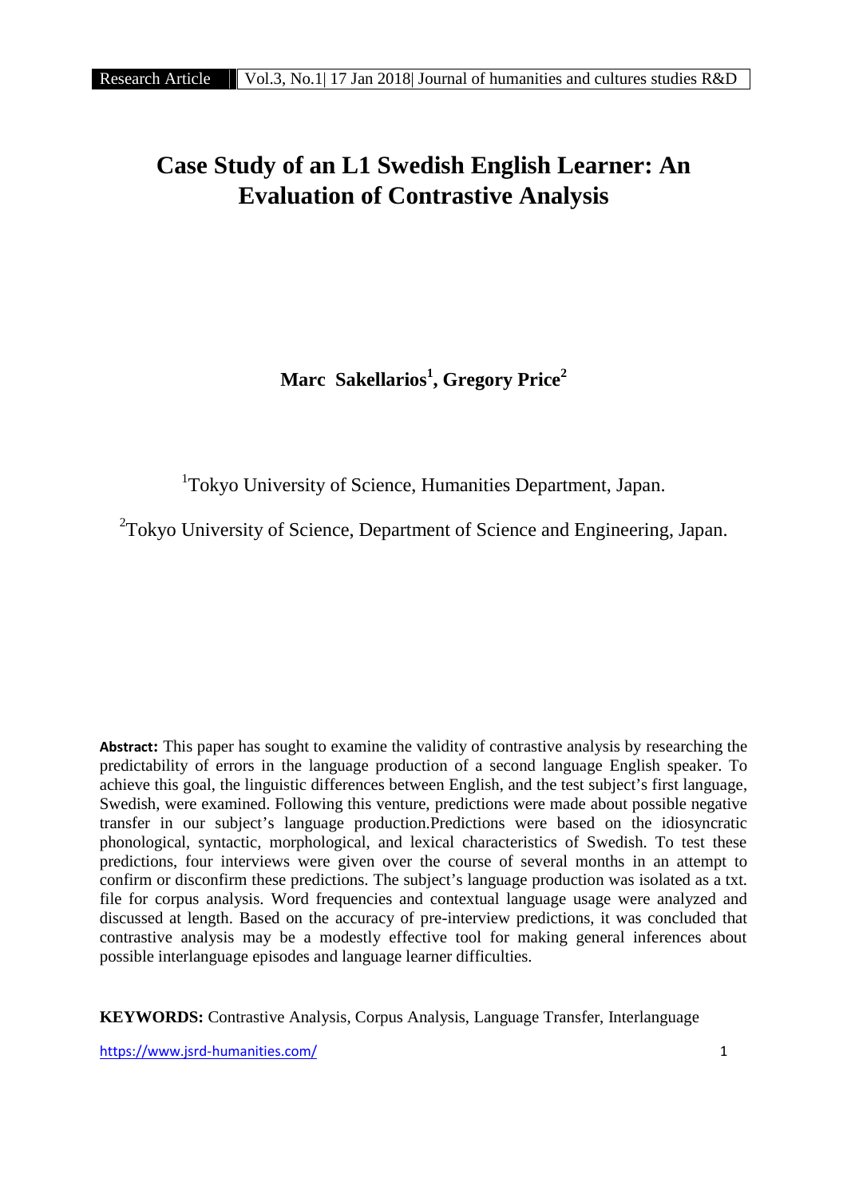# Case Study of an L1 Swedish English Learner: An Evaluation of Contrastive Analysis

**Marc Sakellarios[1], Gregory Price[2]**

[1]Tokyo University of Science, Humanities Department, Japan.

[2]Tokyo University of Science, Department of Science and Engineering, Japan.

**Abstract:** This paper has sought to examine the validity of contrastive analysis by researching the predictability of errors in the language production of a second language English speaker. To achieve this goal, the linguistic differences between English, and the test subject's first language, Swedish, were examined. Following this venture, predictions were made about possible negative transfer in our subject's language production.Predictions were based on the idiosyncratic phonological, syntactic, morphological, and lexical characteristics of Swedish. To test these predictions, four interviews were given over the course of several months in an attempt to confirm or disconfirm these predictions. The subject's language production was isolated as a txt. file for corpus analysis. Word frequencies and contextual language usage were analyzed and discussed at length. Based on the accuracy of pre-interview predictions, it was concluded that contrastive analysis may be a modestly effective tool for making general inferences about possible interlanguage episodes and language learner difficulties.

**KEYWORDS:** Contrastive Analysis, Corpus Analysis, Language Transfer, Interlanguage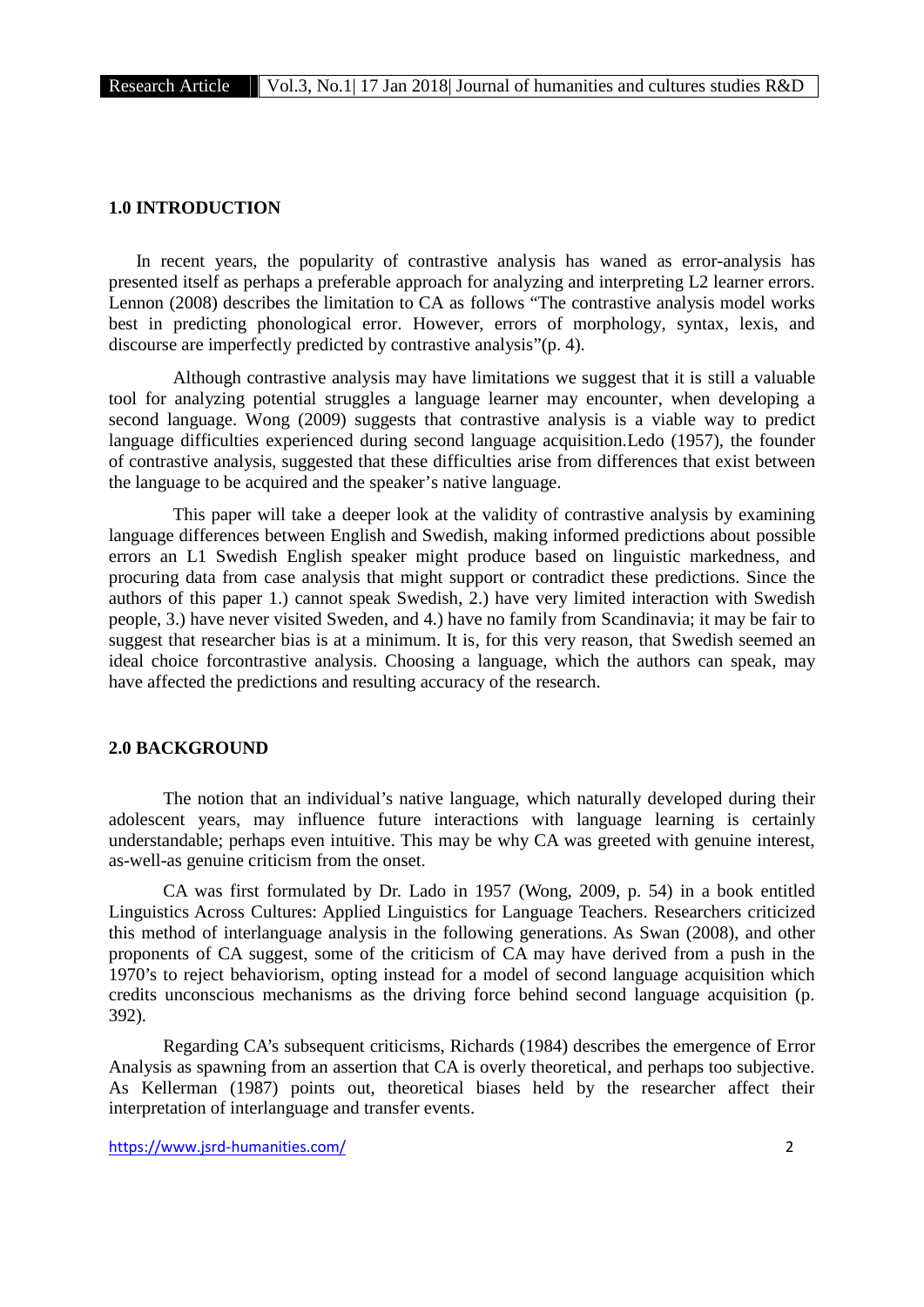## 1.0 INTRODUCTION

In recent years, the popularity of contrastive analysis has waned as error-analysis has presented itself as perhaps a preferable approach for analyzing and interpreting L2 learner errors. Lennon (2008) describes the limitation to CA as follows "The contrastive analysis model works best in predicting phonological error. However, errors of morphology, syntax, lexis, and discourse are imperfectly predicted by contrastive analysis"(p. 4).

Although contrastive analysis may have limitations we suggest that it is still a valuable tool for analyzing potential struggles a language learner may encounter, when developing a second language. Wong (2009) suggests that contrastive analysis is a viable way to predict language difficulties experienced during second language acquisition.Ledo (1957), the founder of contrastive analysis, suggested that these difficulties arise from differences that exist between the language to be acquired and the speaker's native language.

This paper will take a deeper look at the validity of contrastive analysis by examining language differences between English and Swedish, making informed predictions about possible errors an L1 Swedish English speaker might produce based on linguistic markedness, and procuring data from case analysis that might support or contradict these predictions. Since the authors of this paper 1.) cannot speak Swedish, 2.) have very limited interaction with Swedish people, 3.) have never visited Sweden, and 4.) have no family from Scandinavia; it may be fair to suggest that researcher bias is at a minimum. It is, for this very reason, that Swedish seemed an ideal choice forcontrastive analysis. Choosing a language, which the authors can speak, may have affected the predictions and resulting accuracy of the research.

## 2.0 BACKGROUND

The notion that an individual's native language, which naturally developed during their adolescent years, may influence future interactions with language learning is certainly understandable; perhaps even intuitive. This may be why CA was greeted with genuine interest, as-well-as genuine criticism from the onset.

CA was first formulated by Dr. Lado in 1957 (Wong, 2009, p. 54) in a book entitled Linguistics Across Cultures: Applied Linguistics for Language Teachers. Researchers criticized this method of interlanguage analysis in the following generations. As Swan (2008), and other proponents of CA suggest, some of the criticism of CA may have derived from a push in the 1970's to reject behaviorism, opting instead for a model of second language acquisition which credits unconscious mechanisms as the driving force behind second language acquisition (p. 392).

Regarding CA's subsequent criticisms, Richards (1984) describes the emergence of Error Analysis as spawning from an assertion that CA is overly theoretical, and perhaps too subjective. As Kellerman (1987) points out, theoretical biases held by the researcher affect their interpretation of interlanguage and transfer events.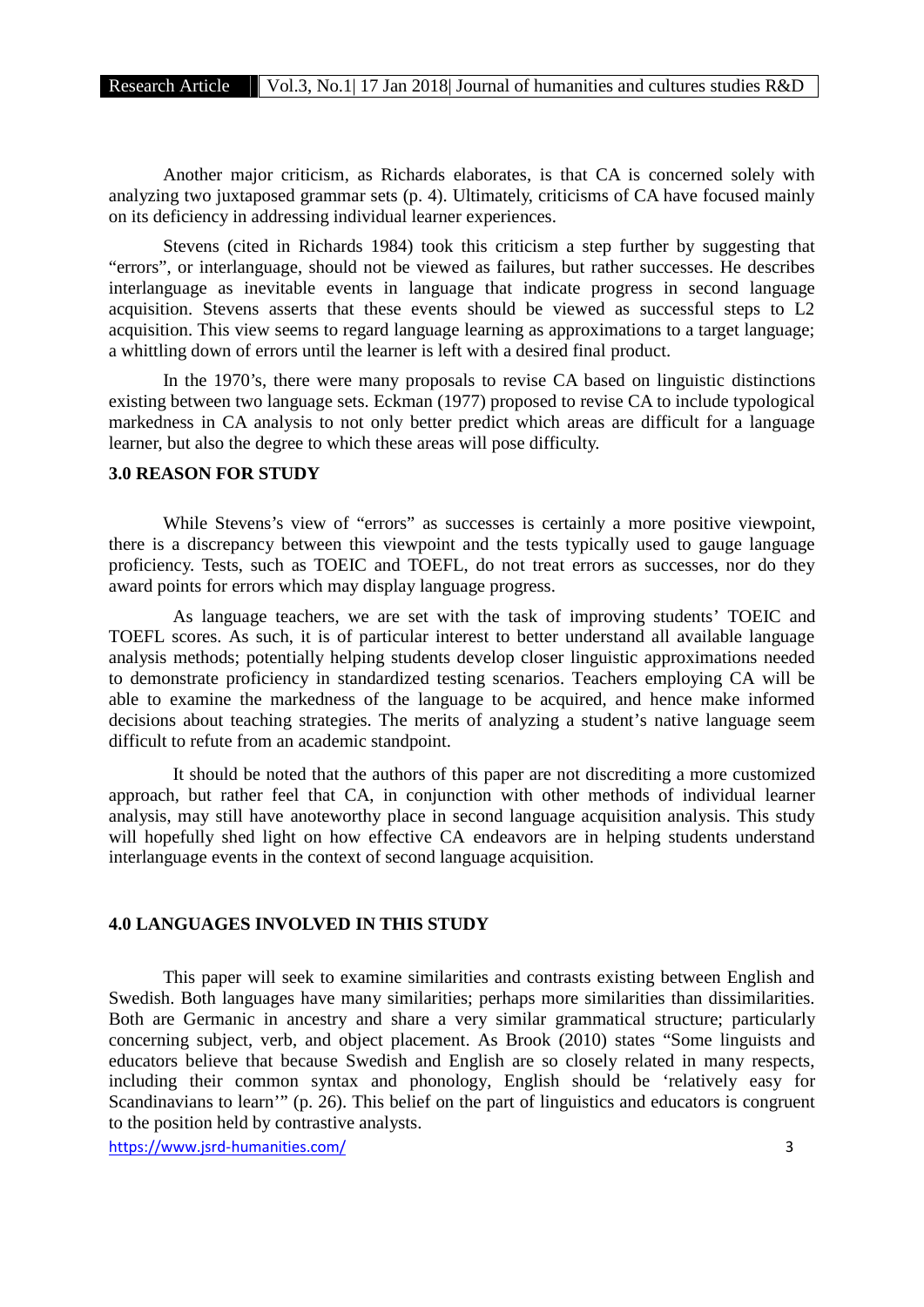Another major criticism, as Richards elaborates, is that CA is concerned solely with analyzing two juxtaposed grammar sets (p. 4). Ultimately, criticisms of CA have focused mainly on its deficiency in addressing individual learner experiences.

Stevens (cited in Richards 1984) took this criticism a step further by suggesting that "errors", or interlanguage, should not be viewed as failures, but rather successes. He describes interlanguage as inevitable events in language that indicate progress in second language acquisition. Stevens asserts that these events should be viewed as successful steps to L2 acquisition. This view seems to regard language learning as approximations to a target language; a whittling down of errors until the learner is left with a desired final product.

In the 1970's, there were many proposals to revise CA based on linguistic distinctions existing between two language sets. Eckman (1977) proposed to revise CA to include typological markedness in CA analysis to not only better predict which areas are difficult for a language learner, but also the degree to which these areas will pose difficulty.

## 3.0 REASON FOR STUDY

While Stevens's view of "errors" as successes is certainly a more positive viewpoint, there is a discrepancy between this viewpoint and the tests typically used to gauge language proficiency. Tests, such as TOEIC and TOEFL, do not treat errors as successes, nor do they award points for errors which may display language progress.

As language teachers, we are set with the task of improving students' TOEIC and TOEFL scores. As such, it is of particular interest to better understand all available language analysis methods; potentially helping students develop closer linguistic approximations needed to demonstrate proficiency in standardized testing scenarios. Teachers employing CA will be able to examine the markedness of the language to be acquired, and hence make informed decisions about teaching strategies. The merits of analyzing a student's native language seem difficult to refute from an academic standpoint.

It should be noted that the authors of this paper are not discrediting a more customized approach, but rather feel that CA, in conjunction with other methods of individual learner analysis, may still have anoteworthy place in second language acquisition analysis. This study will hopefully shed light on how effective CA endeavors are in helping students understand interlanguage events in the context of second language acquisition.

## 4.0 LANGUAGES INVOLVED IN THIS STUDY

This paper will seek to examine similarities and contrasts existing between English and Swedish. Both languages have many similarities; perhaps more similarities than dissimilarities. Both are Germanic in ancestry and share a very similar grammatical structure; particularly concerning subject, verb, and object placement. As Brook (2010) states "Some linguists and educators believe that because Swedish and English are so closely related in many respects, including their common syntax and phonology, English should be 'relatively easy for Scandinavians to learn'" (p. 26). This belief on the part of linguistics and educators is congruent to the position held by contrastive analysts.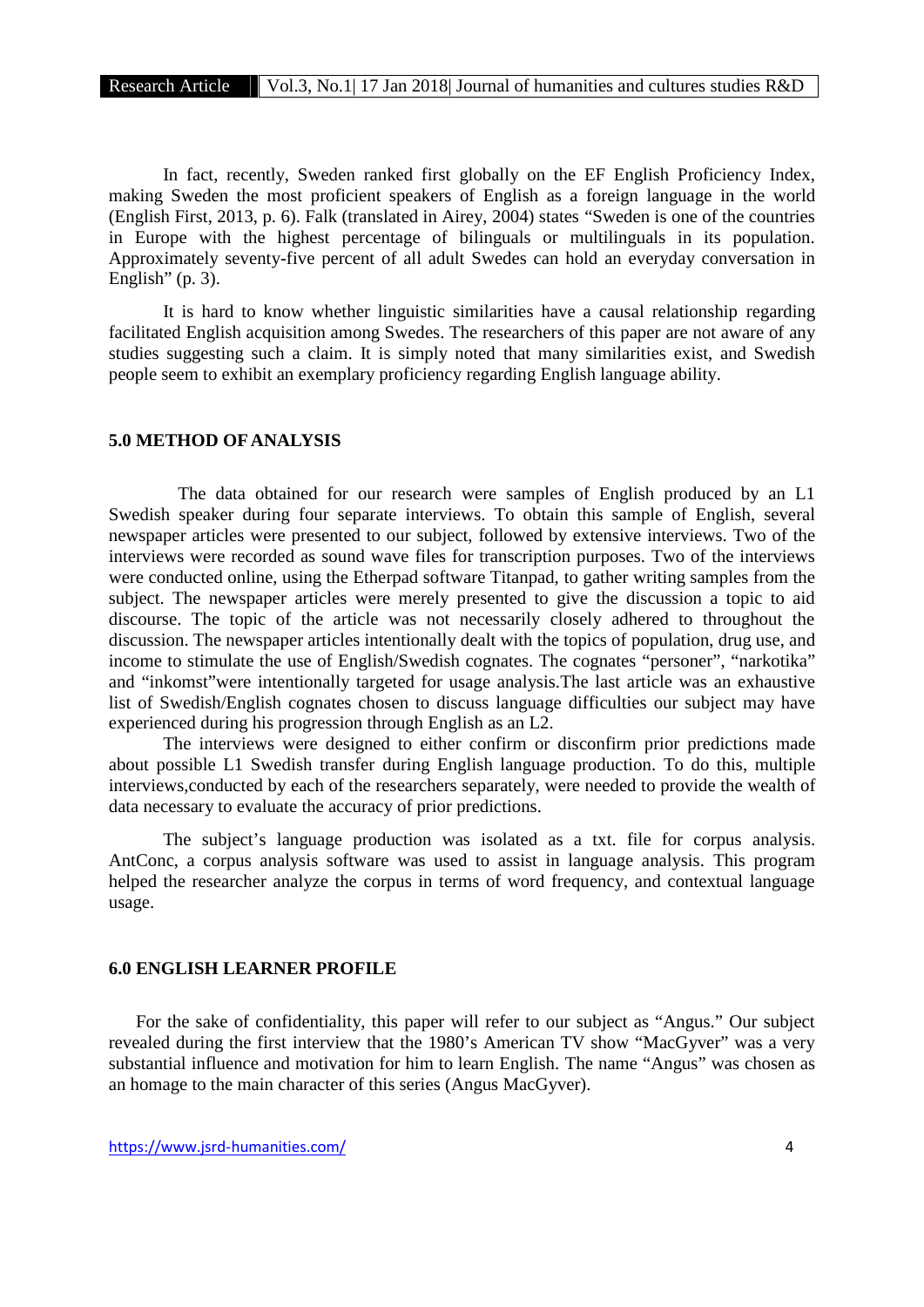In fact, recently, Sweden ranked first globally on the EF English Proficiency Index, making Sweden the most proficient speakers of English as a foreign language in the world (English First, 2013, p. 6). Falk (translated in Airey, 2004) states "Sweden is one of the countries in Europe with the highest percentage of bilinguals or multilinguals in its population. Approximately seventy-five percent of all adult Swedes can hold an everyday conversation in English" (p. 3).

It is hard to know whether linguistic similarities have a causal relationship regarding facilitated English acquisition among Swedes. The researchers of this paper are not aware of any studies suggesting such a claim. It is simply noted that many similarities exist, and Swedish people seem to exhibit an exemplary proficiency regarding English language ability.

## 5.0 METHOD OF ANALYSIS

The data obtained for our research were samples of English produced by an L1 Swedish speaker during four separate interviews. To obtain this sample of English, several newspaper articles were presented to our subject, followed by extensive interviews. Two of the interviews were recorded as sound wave files for transcription purposes. Two of the interviews were conducted online, using the Etherpad software Titanpad, to gather writing samples from the subject. The newspaper articles were merely presented to give the discussion a topic to aid discourse. The topic of the article was not necessarily closely adhered to throughout the discussion. The newspaper articles intentionally dealt with the topics of population, drug use, and income to stimulate the use of English/Swedish cognates. The cognates "personer", "narkotika" and "inkomst"were intentionally targeted for usage analysis.The last article was an exhaustive list of Swedish/English cognates chosen to discuss language difficulties our subject may have experienced during his progression through English as an L2.

The interviews were designed to either confirm or disconfirm prior predictions made about possible L1 Swedish transfer during English language production. To do this, multiple interviews,conducted by each of the researchers separately, were needed to provide the wealth of data necessary to evaluate the accuracy of prior predictions.

The subject's language production was isolated as a txt. file for corpus analysis. AntConc, a corpus analysis software was used to assist in language analysis. This program helped the researcher analyze the corpus in terms of word frequency, and contextual language usage.

## 6.0 ENGLISH LEARNER PROFILE

For the sake of confidentiality, this paper will refer to our subject as "Angus." Our subject revealed during the first interview that the 1980's American TV show "MacGyver" was a very substantial influence and motivation for him to learn English. The name "Angus" was chosen as an homage to the main character of this series (Angus MacGyver).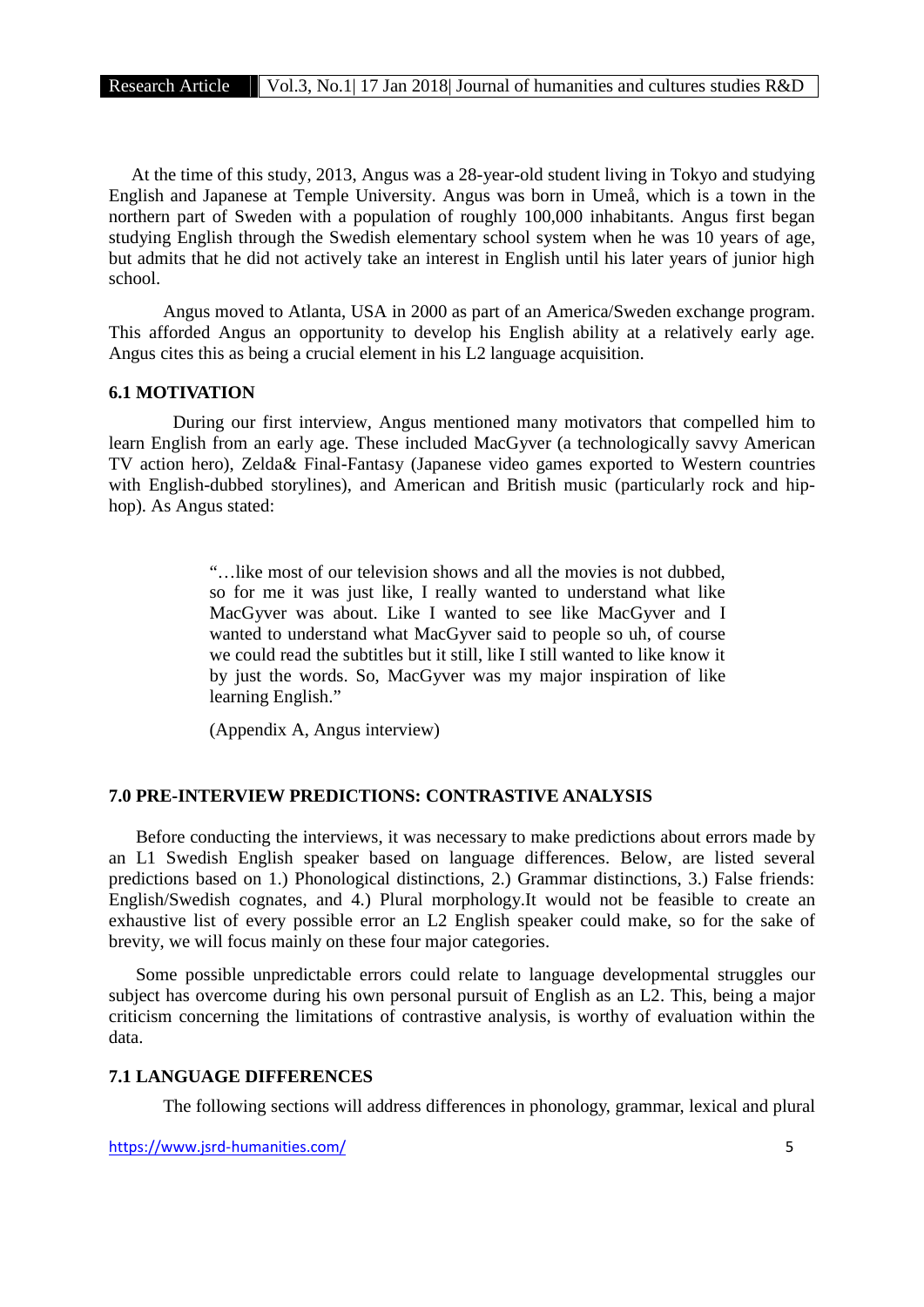At the time of this study, 2013, Angus was a 28-year-old student living in Tokyo and studying English and Japanese at Temple University. Angus was born in Umeå, which is a town in the northern part of Sweden with a population of roughly 100,000 inhabitants. Angus first began studying English through the Swedish elementary school system when he was 10 years of age, but admits that he did not actively take an interest in English until his later years of junior high school.

Angus moved to Atlanta, USA in 2000 as part of an America/Sweden exchange program. This afforded Angus an opportunity to develop his English ability at a relatively early age. Angus cites this as being a crucial element in his L2 language acquisition.

### 6.1 MOTIVATION

During our first interview, Angus mentioned many motivators that compelled him to learn English from an early age. These included MacGyver (a technologically savvy American TV action hero), Zelda& Final-Fantasy (Japanese video games exported to Western countries with English-dubbed storylines), and American and British music (particularly rock and hip-hop). As Angus stated:

> "…like most of our television shows and all the movies is not dubbed, so for me it was just like, I really wanted to understand what like MacGyver was about. Like I wanted to see like MacGyver and I wanted to understand what MacGyver said to people so uh, of course we could read the subtitles but it still, like I still wanted to like know it by just the words. So, MacGyver was my major inspiration of like learning English."
>
> (Appendix A, Angus interview)

## 7.0 PRE-INTERVIEW PREDICTIONS: CONTRASTIVE ANALYSIS

Before conducting the interviews, it was necessary to make predictions about errors made by an L1 Swedish English speaker based on language differences. Below, are listed several predictions based on 1.) Phonological distinctions, 2.) Grammar distinctions, 3.) False friends: English/Swedish cognates, and 4.) Plural morphology.It would not be feasible to create an exhaustive list of every possible error an L2 English speaker could make, so for the sake of brevity, we will focus mainly on these four major categories.

Some possible unpredictable errors could relate to language developmental struggles our subject has overcome during his own personal pursuit of English as an L2. This, being a major criticism concerning the limitations of contrastive analysis, is worthy of evaluation within the data.

### 7.1 LANGUAGE DIFFERENCES

The following sections will address differences in phonology, grammar, lexical and plural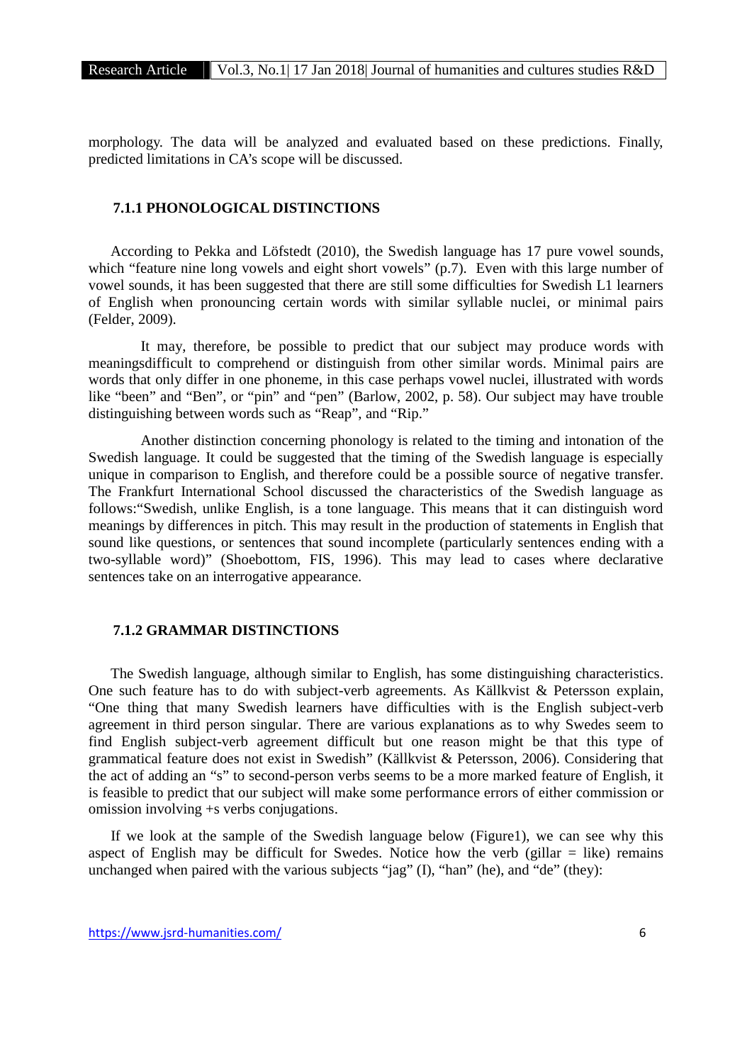morphology. The data will be analyzed and evaluated based on these predictions. Finally, predicted limitations in CA's scope will be discussed.

### 7.1.1 PHONOLOGICAL DISTINCTIONS

According to Pekka and Löfstedt (2010), the Swedish language has 17 pure vowel sounds, which "feature nine long vowels and eight short vowels" (p.7). Even with this large number of vowel sounds, it has been suggested that there are still some difficulties for Swedish L1 learners of English when pronouncing certain words with similar syllable nuclei, or minimal pairs (Felder, 2009).

It may, therefore, be possible to predict that our subject may produce words with meaningsdifficult to comprehend or distinguish from other similar words. Minimal pairs are words that only differ in one phoneme, in this case perhaps vowel nuclei, illustrated with words like "been" and "Ben", or "pin" and "pen" (Barlow, 2002, p. 58). Our subject may have trouble distinguishing between words such as "Reap", and "Rip."

Another distinction concerning phonology is related to the timing and intonation of the Swedish language. It could be suggested that the timing of the Swedish language is especially unique in comparison to English, and therefore could be a possible source of negative transfer. The Frankfurt International School discussed the characteristics of the Swedish language as follows:"Swedish, unlike English, is a tone language. This means that it can distinguish word meanings by differences in pitch. This may result in the production of statements in English that sound like questions, or sentences that sound incomplete (particularly sentences ending with a two-syllable word)" (Shoebottom, FIS, 1996). This may lead to cases where declarative sentences take on an interrogative appearance.

### 7.1.2 GRAMMAR DISTINCTIONS

The Swedish language, although similar to English, has some distinguishing characteristics. One such feature has to do with subject-verb agreements. As Källkvist & Petersson explain, "One thing that many Swedish learners have difficulties with is the English subject-verb agreement in third person singular. There are various explanations as to why Swedes seem to find English subject-verb agreement difficult but one reason might be that this type of grammatical feature does not exist in Swedish" (Källkvist & Petersson, 2006). Considering that the act of adding an "s" to second-person verbs seems to be a more marked feature of English, it is feasible to predict that our subject will make some performance errors of either commission or omission involving +s verbs conjugations.

If we look at the sample of the Swedish language below (Figure1), we can see why this aspect of English may be difficult for Swedes. Notice how the verb (gillar = like) remains unchanged when paired with the various subjects "jag" (I), "han" (he), and "de" (they):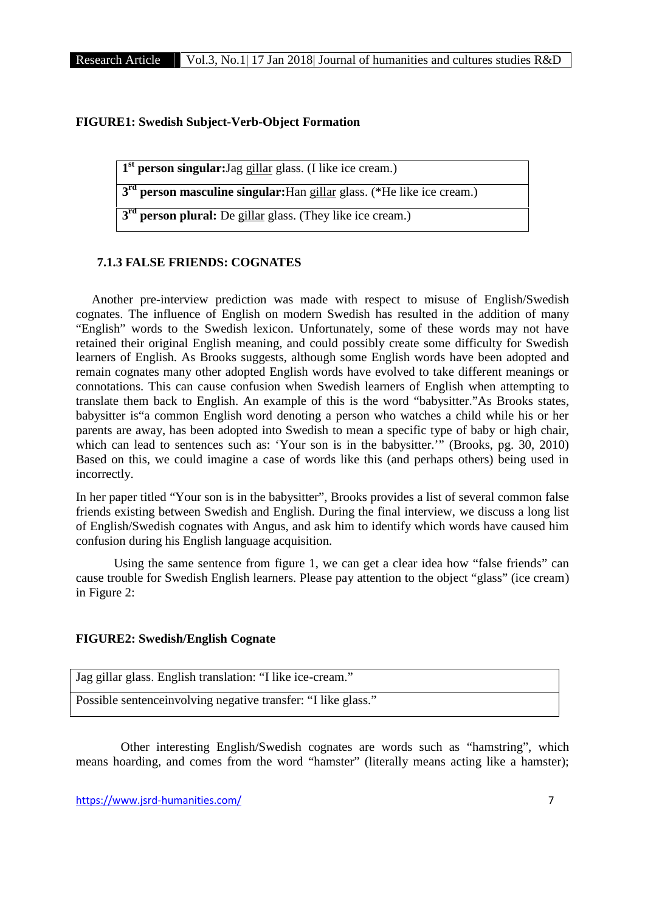**FIGURE1: Swedish Subject-Verb-Object Formation**

| |
|---|
| **1st person singular:**Jag <u>gillar</u> glass. (I like ice cream.) |
| **3rd person masculine singular:**Han <u>gillar</u> glass. (*He like ice cream.) |
| **3rd person plural:** De <u>gillar</u> glass. (They like ice cream.) |

### 7.1.3 FALSE FRIENDS: COGNATES

Another pre-interview prediction was made with respect to misuse of English/Swedish cognates. The influence of English on modern Swedish has resulted in the addition of many "English" words to the Swedish lexicon. Unfortunately, some of these words may not have retained their original English meaning, and could possibly create some difficulty for Swedish learners of English. As Brooks suggests, although some English words have been adopted and remain cognates many other adopted English words have evolved to take different meanings or connotations. This can cause confusion when Swedish learners of English when attempting to translate them back to English. An example of this is the word "babysitter."As Brooks states, babysitter is"a common English word denoting a person who watches a child while his or her parents are away, has been adopted into Swedish to mean a specific type of baby or high chair, which can lead to sentences such as: 'Your son is in the babysitter.'" (Brooks, pg. 30, 2010) Based on this, we could imagine a case of words like this (and perhaps others) being used in incorrectly.

In her paper titled "Your son is in the babysitter", Brooks provides a list of several common false friends existing between Swedish and English. During the final interview, we discuss a long list of English/Swedish cognates with Angus, and ask him to identify which words have caused him confusion during his English language acquisition.

Using the same sentence from figure 1, we can get a clear idea how "false friends" can cause trouble for Swedish English learners. Please pay attention to the object "glass" (ice cream) in Figure 2:

**FIGURE2: Swedish/English Cognate**

| |
|---|
| Jag gillar glass. English translation: "I like ice-cream." |
| Possible sentenceinvolving negative transfer: "I like glass." |

Other interesting English/Swedish cognates are words such as "hamstring", which means hoarding, and comes from the word "hamster" (literally means acting like a hamster);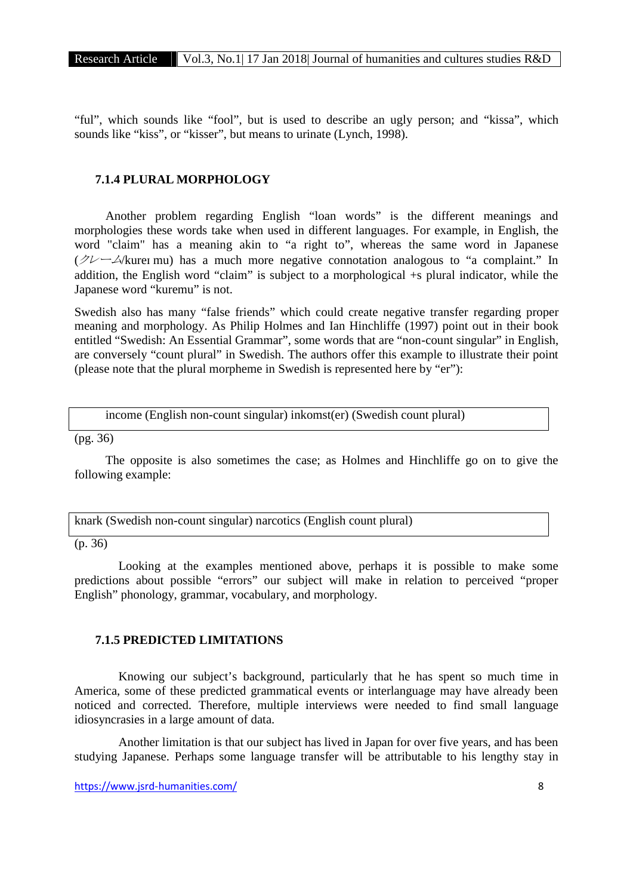"ful", which sounds like "fool", but is used to describe an ugly person; and "kissa", which sounds like "kiss", or "kisser", but means to urinate (Lynch, 1998).

### 7.1.4 PLURAL MORPHOLOGY

Another problem regarding English "loan words" is the different meanings and morphologies these words take when used in different languages. For example, in English, the word "claim" has a meaning akin to "a right to", whereas the same word in Japanese (クレーム/kureɪ mu) has a much more negative connotation analogous to "a complaint." In addition, the English word "claim" is subject to a morphological +s plural indicator, while the Japanese word "kuremu" is not.

Swedish also has many "false friends" which could create negative transfer regarding proper meaning and morphology. As Philip Holmes and Ian Hinchliffe (1997) point out in their book entitled "Swedish: An Essential Grammar", some words that are "non-count singular" in English, are conversely "count plural" in Swedish. The authors offer this example to illustrate their point (please note that the plural morpheme in Swedish is represented here by "er"):

| income (English non-count singular) inkomst(er) (Swedish count plural) |
|---|

(pg. 36)

The opposite is also sometimes the case; as Holmes and Hinchliffe go on to give the following example:

| knark (Swedish non-count singular) narcotics (English count plural) |
|---|

(p. 36)

Looking at the examples mentioned above, perhaps it is possible to make some predictions about possible "errors" our subject will make in relation to perceived "proper English" phonology, grammar, vocabulary, and morphology.

### 7.1.5 PREDICTED LIMITATIONS

Knowing our subject's background, particularly that he has spent so much time in America, some of these predicted grammatical events or interlanguage may have already been noticed and corrected. Therefore, multiple interviews were needed to find small language idiosyncrasies in a large amount of data.

Another limitation is that our subject has lived in Japan for over five years, and has been studying Japanese. Perhaps some language transfer will be attributable to his lengthy stay in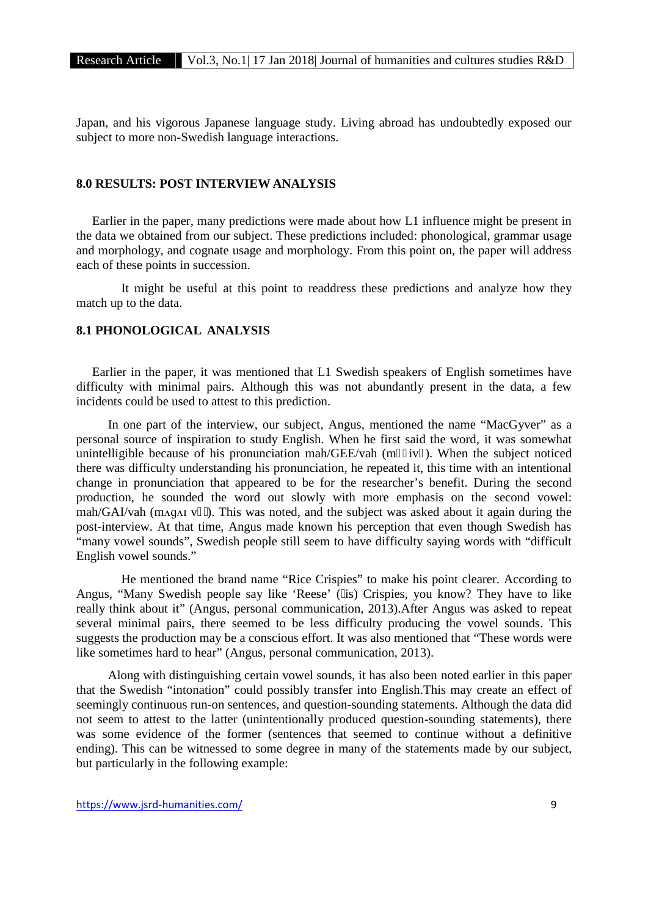Japan, and his vigorous Japanese language study. Living abroad has undoubtedly exposed our subject to more non-Swedish language interactions.

## 8.0 RESULTS: POST INTERVIEW ANALYSIS

Earlier in the paper, many predictions were made about how L1 influence might be present in the data we obtained from our subject. These predictions included: phonological, grammar usage and morphology, and cognate usage and morphology. From this point on, the paper will address each of these points in succession.

It might be useful at this point to readdress these predictions and analyze how they match up to the data.

## 8.1 PHONOLOGICAL ANALYSIS

Earlier in the paper, it was mentioned that L1 Swedish speakers of English sometimes have difficulty with minimal pairs. Although this was not abundantly present in the data, a few incidents could be used to attest to this prediction.

In one part of the interview, our subject, Angus, mentioned the name "MacGyver" as a personal source of inspiration to study English. When he first said the word, it was somewhat unintelligible because of his pronunciation mah/GEE/vah (m  iv ). When the subject noticed there was difficulty understanding his pronunciation, he repeated it, this time with an intentional change in pronunciation that appeared to be for the researcher's benefit. During the second production, he sounded the word out slowly with more emphasis on the second vowel: mah/GAI/vah (mʌgʌɪ v  ). This was noted, and the subject was asked about it again during the post-interview. At that time, Angus made known his perception that even though Swedish has "many vowel sounds", Swedish people still seem to have difficulty saying words with "difficult English vowel sounds."

He mentioned the brand name "Rice Crispies" to make his point clearer. According to Angus, "Many Swedish people say like 'Reese' ( is) Crispies, you know? They have to like really think about it" (Angus, personal communication, 2013).After Angus was asked to repeat several minimal pairs, there seemed to be less difficulty producing the vowel sounds. This suggests the production may be a conscious effort. It was also mentioned that "These words were like sometimes hard to hear" (Angus, personal communication, 2013).

Along with distinguishing certain vowel sounds, it has also been noted earlier in this paper that the Swedish "intonation" could possibly transfer into English.This may create an effect of seemingly continuous run-on sentences, and question-sounding statements. Although the data did not seem to attest to the latter (unintentionally produced question-sounding statements), there was some evidence of the former (sentences that seemed to continue without a definitive ending). This can be witnessed to some degree in many of the statements made by our subject, but particularly in the following example: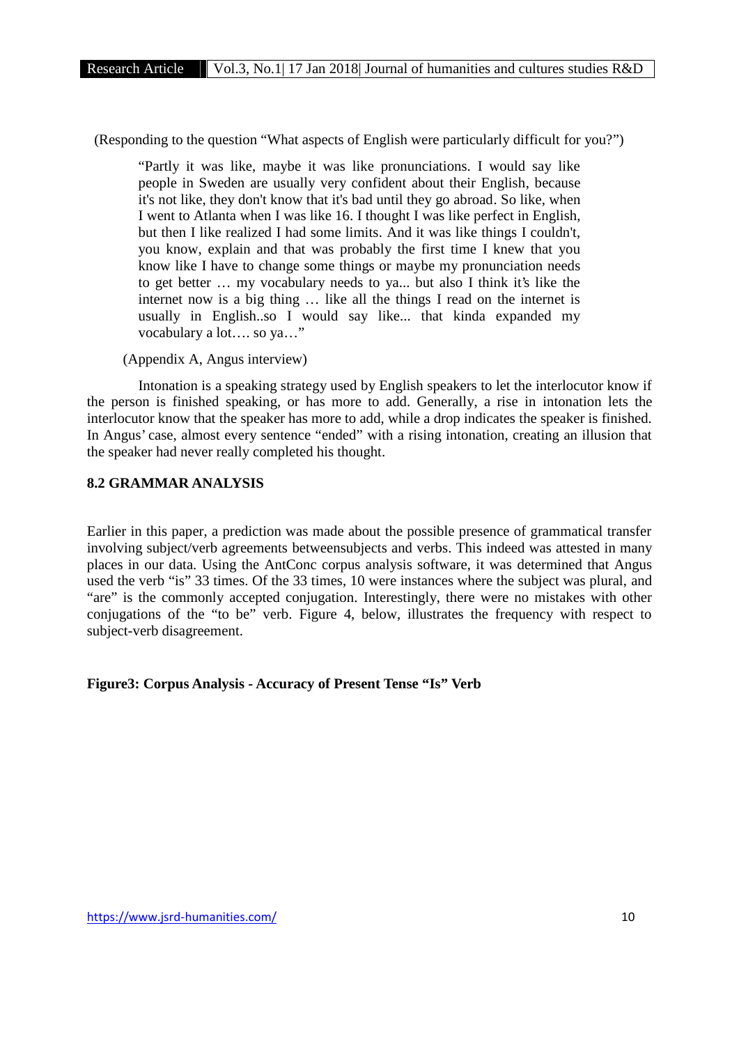(Responding to the question "What aspects of English were particularly difficult for you?")

> "Partly it was like, maybe it was like pronunciations. I would say like people in Sweden are usually very confident about their English, because it's not like, they don't know that it's bad until they go abroad. So like, when I went to Atlanta when I was like 16. I thought I was like perfect in English, but then I like realized I had some limits. And it was like things I couldn't, you know, explain and that was probably the first time I knew that you know like I have to change some things or maybe my pronunciation needs to get better … my vocabulary needs to ya... but also I think it's like the internet now is a big thing … like all the things I read on the internet is usually in English..so I would say like... that kinda expanded my vocabulary a lot…. so ya…"

(Appendix A, Angus interview)

Intonation is a speaking strategy used by English speakers to let the interlocutor know if the person is finished speaking, or has more to add. Generally, a rise in intonation lets the interlocutor know that the speaker has more to add, while a drop indicates the speaker is finished. In Angus' case, almost every sentence "ended" with a rising intonation, creating an illusion that the speaker had never really completed his thought.

## 8.2 GRAMMAR ANALYSIS

Earlier in this paper, a prediction was made about the possible presence of grammatical transfer involving subject/verb agreements betweensubjects and verbs. This indeed was attested in many places in our data. Using the AntConc corpus analysis software, it was determined that Angus used the verb "is" 33 times. Of the 33 times, 10 were instances where the subject was plural, and "are" is the commonly accepted conjugation. Interestingly, there were no mistakes with other conjugations of the "to be" verb. Figure 4, below, illustrates the frequency with respect to subject-verb disagreement.

**Figure3: Corpus Analysis - Accuracy of Present Tense "Is" Verb**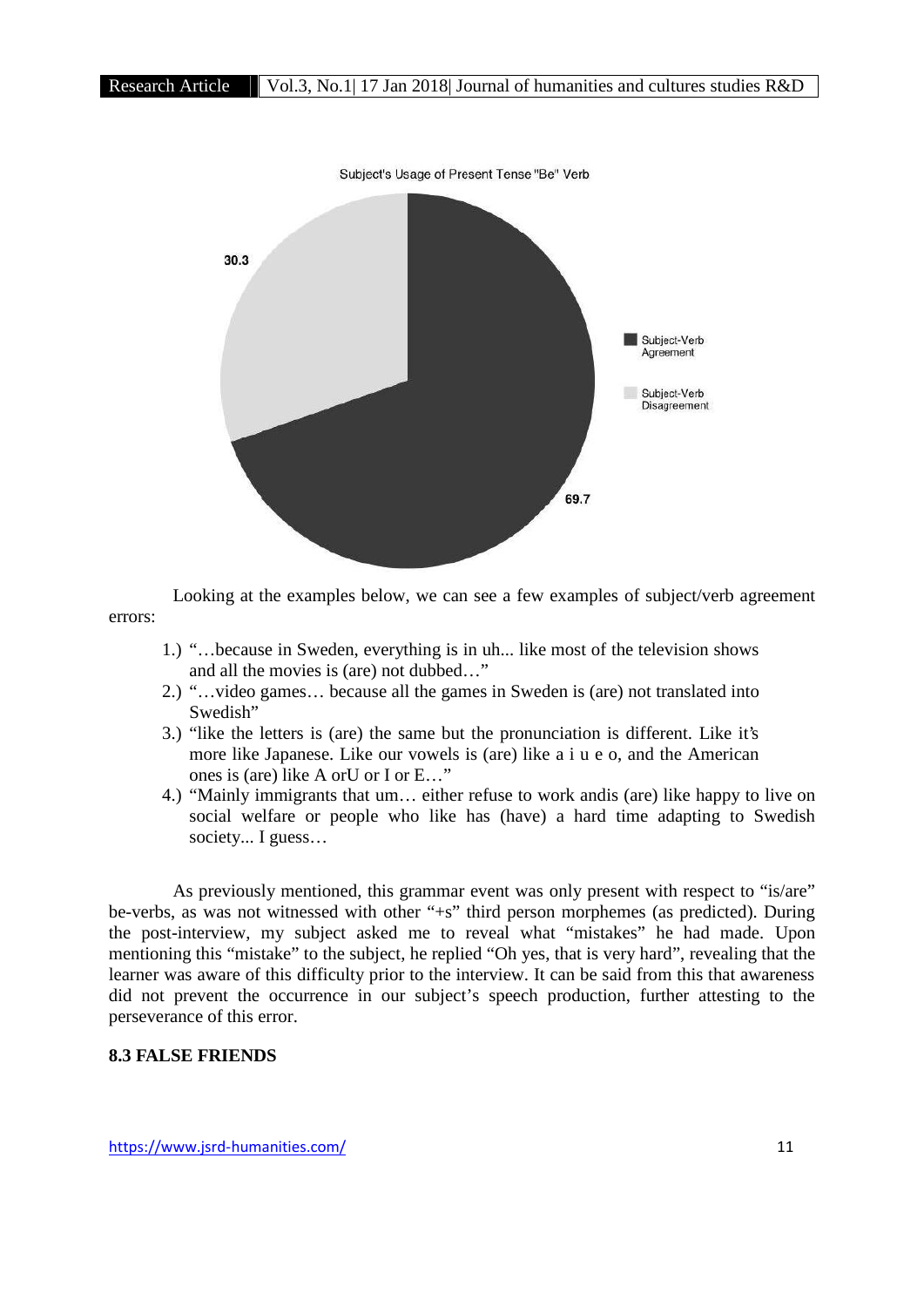Subject's Usage of Present Tense "Be" Verb

- Subject-Verb Agreement: 69.7
- Subject-Verb Disagreement: 30.3

Looking at the examples below, we can see a few examples of subject/verb agreement errors:

1.) "…because in Sweden, everything is in uh... like most of the television shows and all the movies is (are) not dubbed…"
2.) "…video games… because all the games in Sweden is (are) not translated into Swedish"
3.) "like the letters is (are) the same but the pronunciation is different. Like it's more like Japanese. Like our vowels is (are) like a i u e o, and the American ones is (are) like A orU or I or E…"
4.) "Mainly immigrants that um… either refuse to work andis (are) like happy to live on social welfare or people who like has (have) a hard time adapting to Swedish society... I guess…

As previously mentioned, this grammar event was only present with respect to "is/are" be-verbs, as was not witnessed with other "+s" third person morphemes (as predicted). During the post-interview, my subject asked me to reveal what "mistakes" he had made. Upon mentioning this "mistake" to the subject, he replied "Oh yes, that is very hard", revealing that the learner was aware of this difficulty prior to the interview. It can be said from this that awareness did not prevent the occurrence in our subject's speech production, further attesting to the perseverance of this error.

### 8.3 FALSE FRIENDS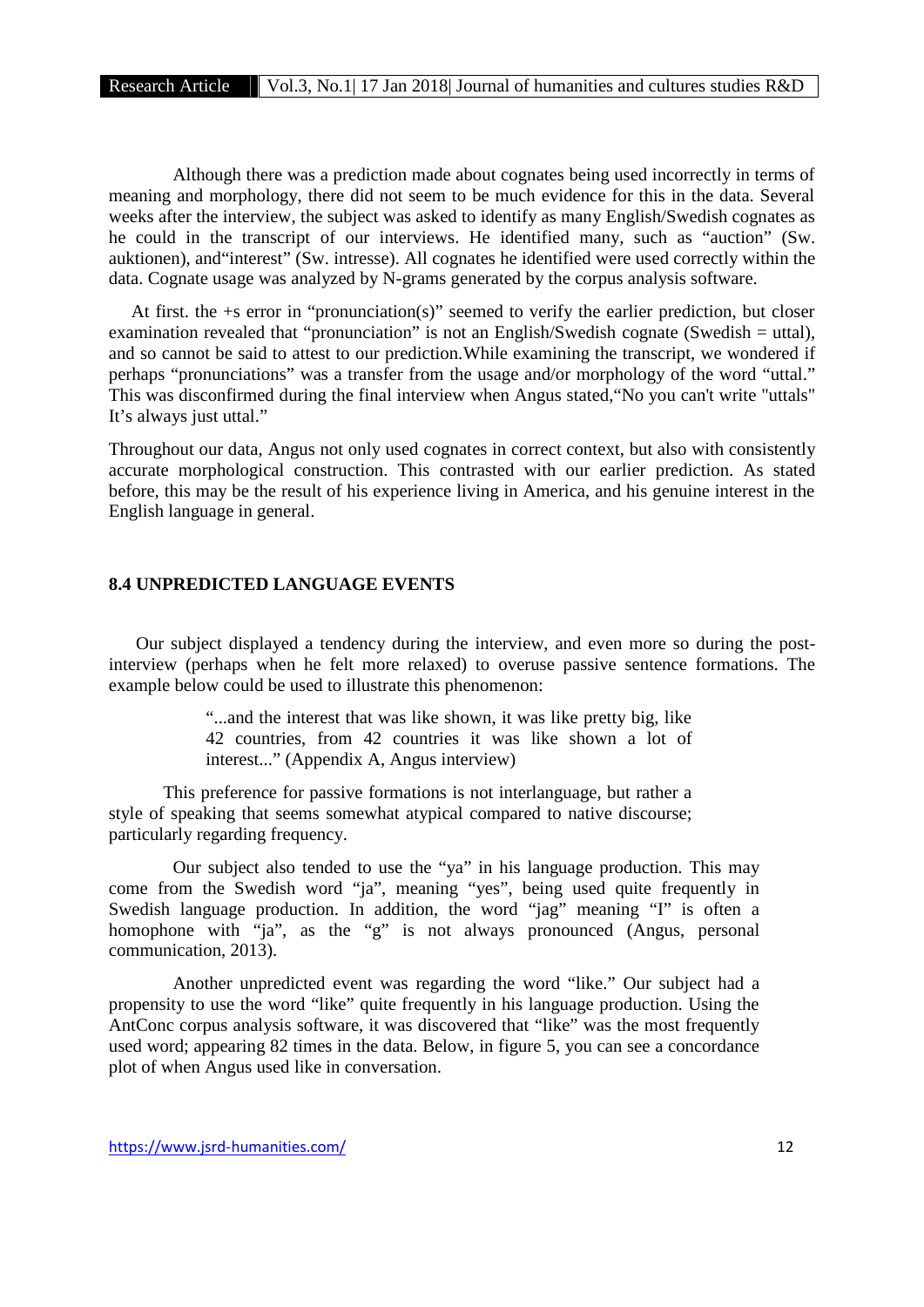Although there was a prediction made about cognates being used incorrectly in terms of meaning and morphology, there did not seem to be much evidence for this in the data. Several weeks after the interview, the subject was asked to identify as many English/Swedish cognates as he could in the transcript of our interviews. He identified many, such as "auction" (Sw. auktionen), and"interest" (Sw. intresse). All cognates he identified were used correctly within the data. Cognate usage was analyzed by N-grams generated by the corpus analysis software.

At first. the +s error in "pronunciation(s)" seemed to verify the earlier prediction, but closer examination revealed that "pronunciation" is not an English/Swedish cognate (Swedish = uttal), and so cannot be said to attest to our prediction.While examining the transcript, we wondered if perhaps "pronunciations" was a transfer from the usage and/or morphology of the word "uttal." This was disconfirmed during the final interview when Angus stated,"No you can't write "uttals" It's always just uttal."

Throughout our data, Angus not only used cognates in correct context, but also with consistently accurate morphological construction. This contrasted with our earlier prediction. As stated before, this may be the result of his experience living in America, and his genuine interest in the English language in general.

### 8.4 UNPREDICTED LANGUAGE EVENTS

Our subject displayed a tendency during the interview, and even more so during the post-interview (perhaps when he felt more relaxed) to overuse passive sentence formations. The example below could be used to illustrate this phenomenon:

> "...and the interest that was like shown, it was like pretty big, like 42 countries, from 42 countries it was like shown a lot of interest..." (Appendix A, Angus interview)

This preference for passive formations is not interlanguage, but rather a style of speaking that seems somewhat atypical compared to native discourse; particularly regarding frequency.

Our subject also tended to use the "ya" in his language production. This may come from the Swedish word "ja", meaning "yes", being used quite frequently in Swedish language production. In addition, the word "jag" meaning "I" is often a homophone with "ja", as the "g" is not always pronounced (Angus, personal communication, 2013).

Another unpredicted event was regarding the word "like." Our subject had a propensity to use the word "like" quite frequently in his language production. Using the AntConc corpus analysis software, it was discovered that "like" was the most frequently used word; appearing 82 times in the data. Below, in figure 5, you can see a concordance plot of when Angus used like in conversation.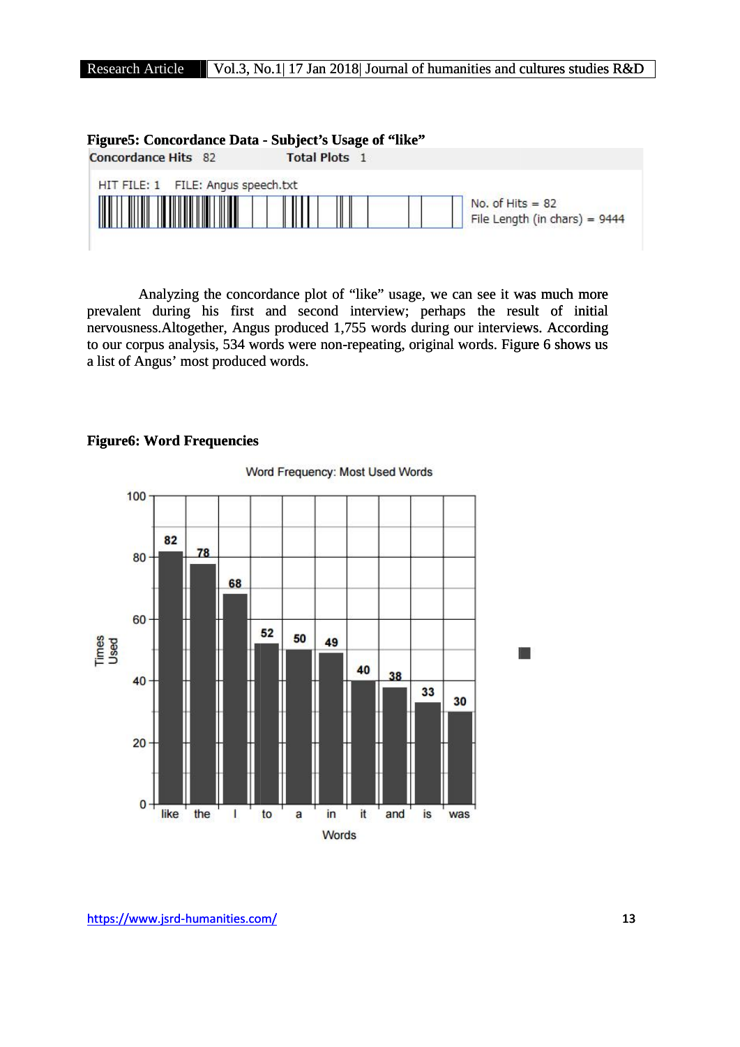**Figure5: Concordance Data - Subject's Usage of "like"**

Concordance Hits 82   Total Plots 1

HIT FILE: 1   FILE: Angus speech.txt

No. of Hits = 82
File Length (in chars) = 9444

Analyzing the concordance plot of "like" usage, we can see it was much more prevalent during his first and second interview; perhaps the result of initial nervousness. Altogether, Angus produced 1,755 words during our interviews. According to our corpus analysis, 534 words were non-repeating, original words. Figure 6 shows us a list of Angus' most produced words.

**Figure6: Word Frequencies**

Word Frequency: Most Used Words

| Words | Times Used |
|---|---|
| like | 82 |
| the | 78 |
| I | 68 |
| to | 52 |
| a | 50 |
| in | 49 |
| it | 40 |
| and | 38 |
| is | 33 |
| was | 30 |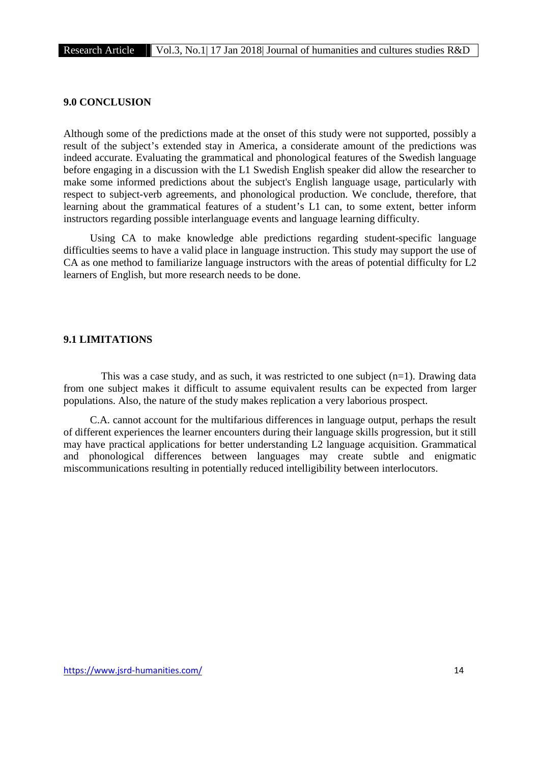## 9.0 CONCLUSION

Although some of the predictions made at the onset of this study were not supported, possibly a result of the subject's extended stay in America, a considerate amount of the predictions was indeed accurate. Evaluating the grammatical and phonological features of the Swedish language before engaging in a discussion with the L1 Swedish English speaker did allow the researcher to make some informed predictions about the subject's English language usage, particularly with respect to subject-verb agreements, and phonological production. We conclude, therefore, that learning about the grammatical features of a student's L1 can, to some extent, better inform instructors regarding possible interlanguage events and language learning difficulty.

Using CA to make knowledge able predictions regarding student-specific language difficulties seems to have a valid place in language instruction. This study may support the use of CA as one method to familiarize language instructors with the areas of potential difficulty for L2 learners of English, but more research needs to be done.

## 9.1 LIMITATIONS

This was a case study, and as such, it was restricted to one subject (n=1). Drawing data from one subject makes it difficult to assume equivalent results can be expected from larger populations. Also, the nature of the study makes replication a very laborious prospect.

C.A. cannot account for the multifarious differences in language output, perhaps the result of different experiences the learner encounters during their language skills progression, but it still may have practical applications for better understanding L2 language acquisition. Grammatical and phonological differences between languages may create subtle and enigmatic miscommunications resulting in potentially reduced intelligibility between interlocutors.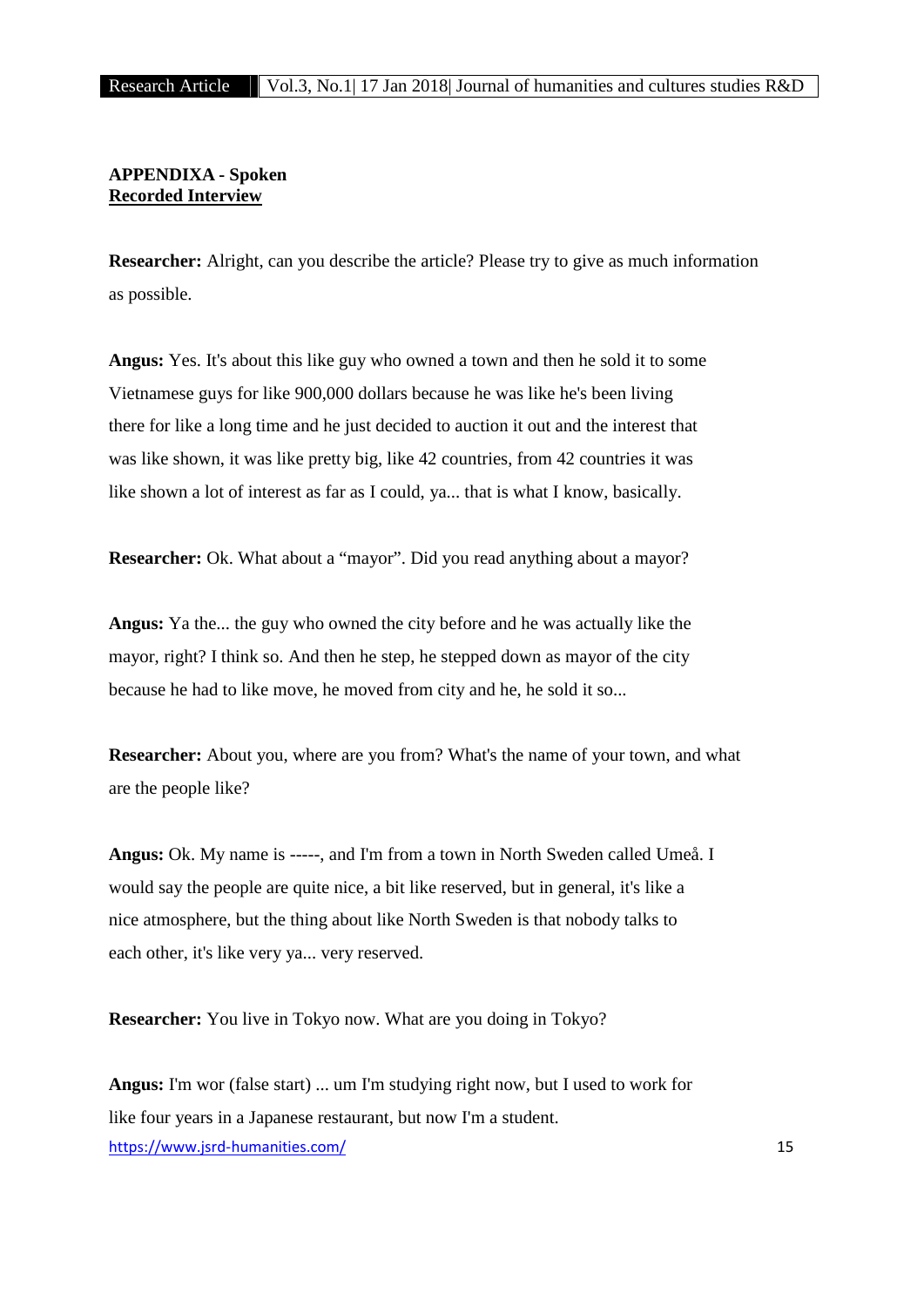**APPENDIXA - Spoken**
**Recorded Interview**

**Researcher:** Alright, can you describe the article? Please try to give as much information as possible.

**Angus:** Yes. It's about this like guy who owned a town and then he sold it to some Vietnamese guys for like 900,000 dollars because he was like he's been living there for like a long time and he just decided to auction it out and the interest that was like shown, it was like pretty big, like 42 countries, from 42 countries it was like shown a lot of interest as far as I could, ya... that is what I know, basically.

**Researcher:** Ok. What about a "mayor". Did you read anything about a mayor?

**Angus:** Ya the... the guy who owned the city before and he was actually like the mayor, right? I think so. And then he step, he stepped down as mayor of the city because he had to like move, he moved from city and he, he sold it so...

**Researcher:** About you, where are you from? What's the name of your town, and what are the people like?

**Angus:** Ok. My name is -----, and I'm from a town in North Sweden called Umeå. I would say the people are quite nice, a bit like reserved, but in general, it's like a nice atmosphere, but the thing about like North Sweden is that nobody talks to each other, it's like very ya... very reserved.

**Researcher:** You live in Tokyo now. What are you doing in Tokyo?

**Angus:** I'm wor (false start) ... um I'm studying right now, but I used to work for like four years in a Japanese restaurant, but now I'm a student.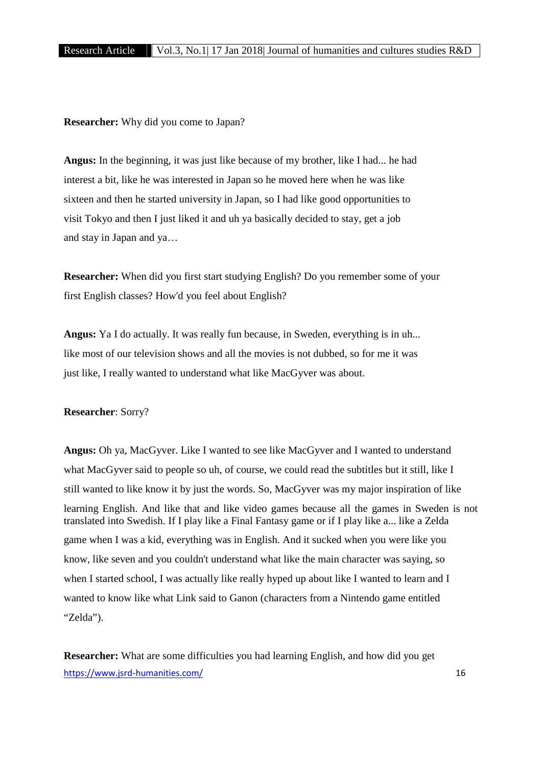**Researcher:** Why did you come to Japan?

**Angus:** In the beginning, it was just like because of my brother, like I had... he had interest a bit, like he was interested in Japan so he moved here when he was like sixteen and then he started university in Japan, so I had like good opportunities to visit Tokyo and then I just liked it and uh ya basically decided to stay, get a job and stay in Japan and ya…

**Researcher:** When did you first start studying English? Do you remember some of your first English classes? How'd you feel about English?

**Angus:** Ya I do actually. It was really fun because, in Sweden, everything is in uh... like most of our television shows and all the movies is not dubbed, so for me it was just like, I really wanted to understand what like MacGyver was about.

**Researcher**: Sorry?

**Angus:** Oh ya, MacGyver. Like I wanted to see like MacGyver and I wanted to understand what MacGyver said to people so uh, of course, we could read the subtitles but it still, like I still wanted to like know it by just the words. So, MacGyver was my major inspiration of like learning English. And like that and like video games because all the games in Sweden is not translated into Swedish. If I play like a Final Fantasy game or if I play like a... like a Zelda game when I was a kid, everything was in English. And it sucked when you were like you know, like seven and you couldn't understand what like the main character was saying, so when I started school, I was actually like really hyped up about like I wanted to learn and I wanted to know like what Link said to Ganon (characters from a Nintendo game entitled "Zelda").

**Researcher:** What are some difficulties you had learning English, and how did you get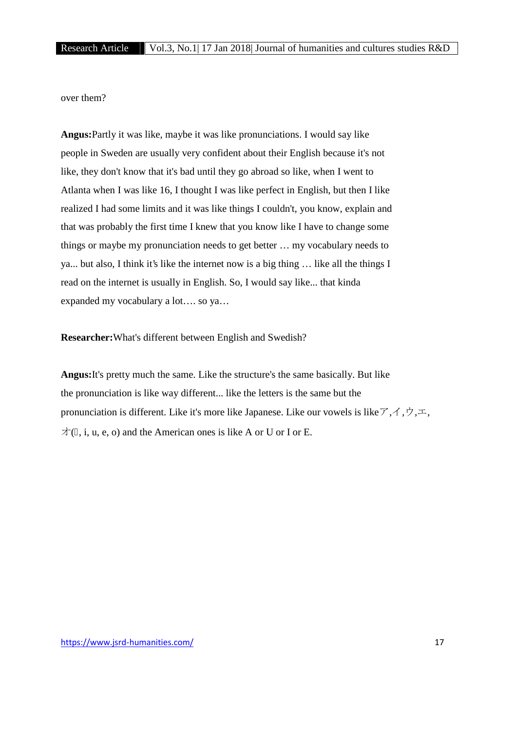over them?

**Angus:**Partly it was like, maybe it was like pronunciations. I would say like people in Sweden are usually very confident about their English because it's not like, they don't know that it's bad until they go abroad so like, when I went to Atlanta when I was like 16, I thought I was like perfect in English, but then I like realized I had some limits and it was like things I couldn't, you know, explain and that was probably the first time I knew that you know like I have to change some things or maybe my pronunciation needs to get better … my vocabulary needs to ya... but also, I think it's like the internet now is a big thing … like all the things I read on the internet is usually in English. So, I would say like... that kinda expanded my vocabulary a lot…. so ya…

**Researcher:**What's different between English and Swedish?

**Angus:**It's pretty much the same. Like the structure's the same basically. But like the pronunciation is like way different... like the letters is the same but the pronunciation is different. Like it's more like Japanese. Like our vowels is likeア,イ,ウ,エ,オ(, i, u, e, o) and the American ones is like A or U or I or E.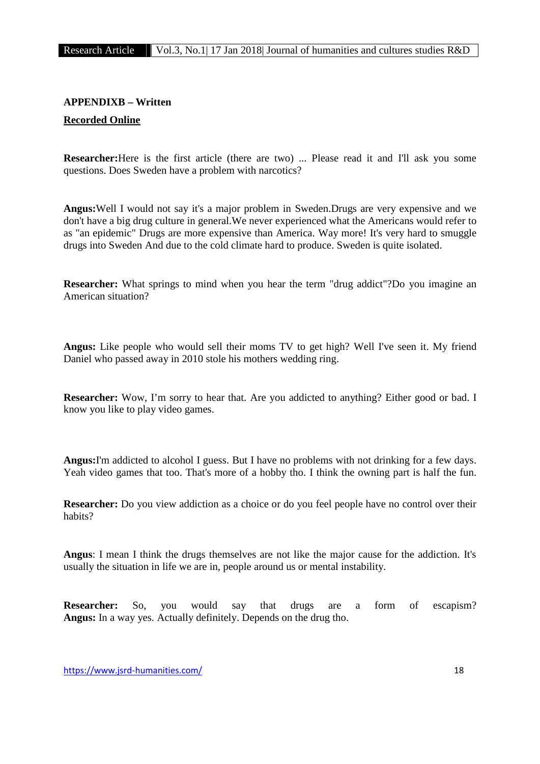**APPENDIXB – Written**

**Recorded Online**

**Researcher:**Here is the first article (there are two) ... Please read it and I'll ask you some questions. Does Sweden have a problem with narcotics?

**Angus:**Well I would not say it's a major problem in Sweden.Drugs are very expensive and we don't have a big drug culture in general.We never experienced what the Americans would refer to as "an epidemic" Drugs are more expensive than America. Way more! It's very hard to smuggle drugs into Sweden And due to the cold climate hard to produce. Sweden is quite isolated.

**Researcher:** What springs to mind when you hear the term "drug addict"?Do you imagine an American situation?

**Angus:** Like people who would sell their moms TV to get high? Well I've seen it. My friend Daniel who passed away in 2010 stole his mothers wedding ring.

**Researcher:** Wow, I'm sorry to hear that. Are you addicted to anything? Either good or bad. I know you like to play video games.

**Angus:**I'm addicted to alcohol I guess. But I have no problems with not drinking for a few days. Yeah video games that too. That's more of a hobby tho. I think the owning part is half the fun.

**Researcher:** Do you view addiction as a choice or do you feel people have no control over their habits?

**Angus**: I mean I think the drugs themselves are not like the major cause for the addiction. It's usually the situation in life we are in, people around us or mental instability.

**Researcher:** So, you would say that drugs are a form of escapism?
**Angus:** In a way yes. Actually definitely. Depends on the drug tho.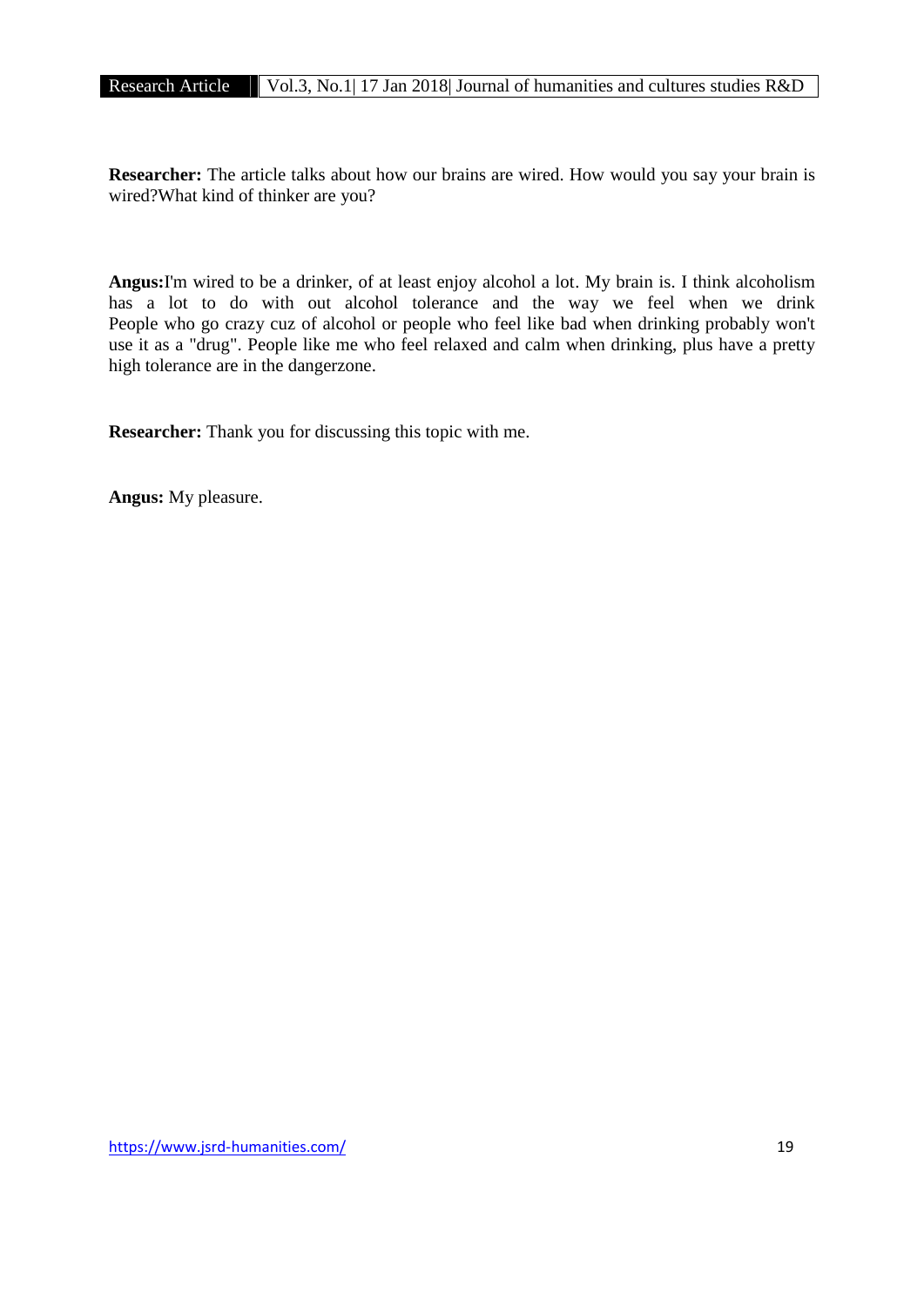**Researcher:** The article talks about how our brains are wired. How would you say your brain is wired?What kind of thinker are you?

**Angus:**I'm wired to be a drinker, of at least enjoy alcohol a lot. My brain is. I think alcoholism has a lot to do with out alcohol tolerance and the way we feel when we drink People who go crazy cuz of alcohol or people who feel like bad when drinking probably won't use it as a "drug". People like me who feel relaxed and calm when drinking, plus have a pretty high tolerance are in the dangerzone.

**Researcher:** Thank you for discussing this topic with me.

**Angus:** My pleasure.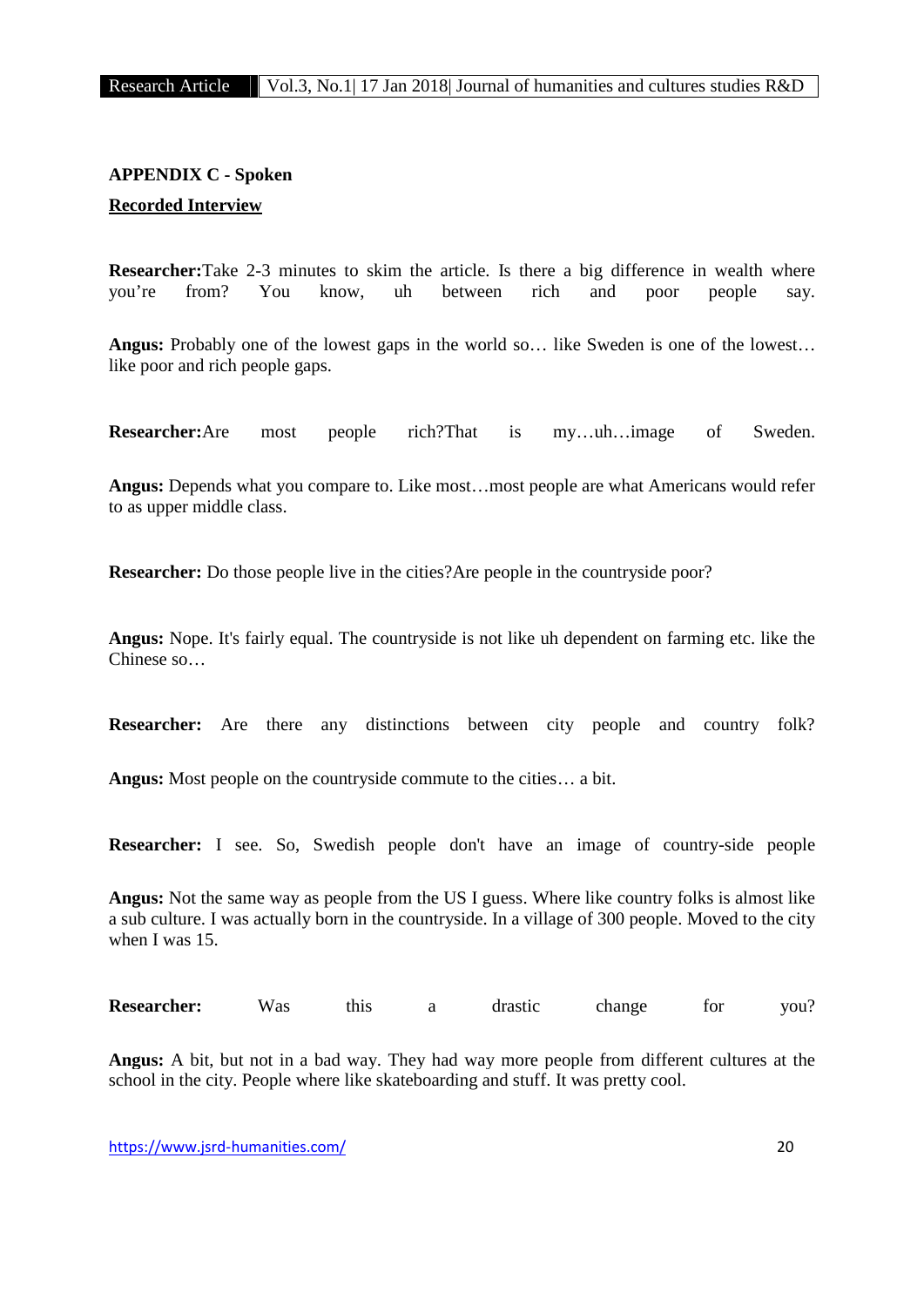**APPENDIX C - Spoken**

**Recorded Interview**

**Researcher:**Take 2-3 minutes to skim the article. Is there a big difference in wealth where you're from? You know, uh between rich and poor people say.

**Angus:** Probably one of the lowest gaps in the world so… like Sweden is one of the lowest… like poor and rich people gaps.

**Researcher:**Are most people rich?That is my…uh…image of Sweden.

**Angus:** Depends what you compare to. Like most…most people are what Americans would refer to as upper middle class.

**Researcher:** Do those people live in the cities?Are people in the countryside poor?

**Angus:** Nope. It's fairly equal. The countryside is not like uh dependent on farming etc. like the Chinese so…

**Researcher:** Are there any distinctions between city people and country folk?

**Angus:** Most people on the countryside commute to the cities… a bit.

**Researcher:** I see. So, Swedish people don't have an image of country-side people

**Angus:** Not the same way as people from the US I guess. Where like country folks is almost like a sub culture. I was actually born in the countryside. In a village of 300 people. Moved to the city when I was 15.

**Researcher:** Was this a drastic change for you?

**Angus:** A bit, but not in a bad way. They had way more people from different cultures at the school in the city. People where like skateboarding and stuff. It was pretty cool.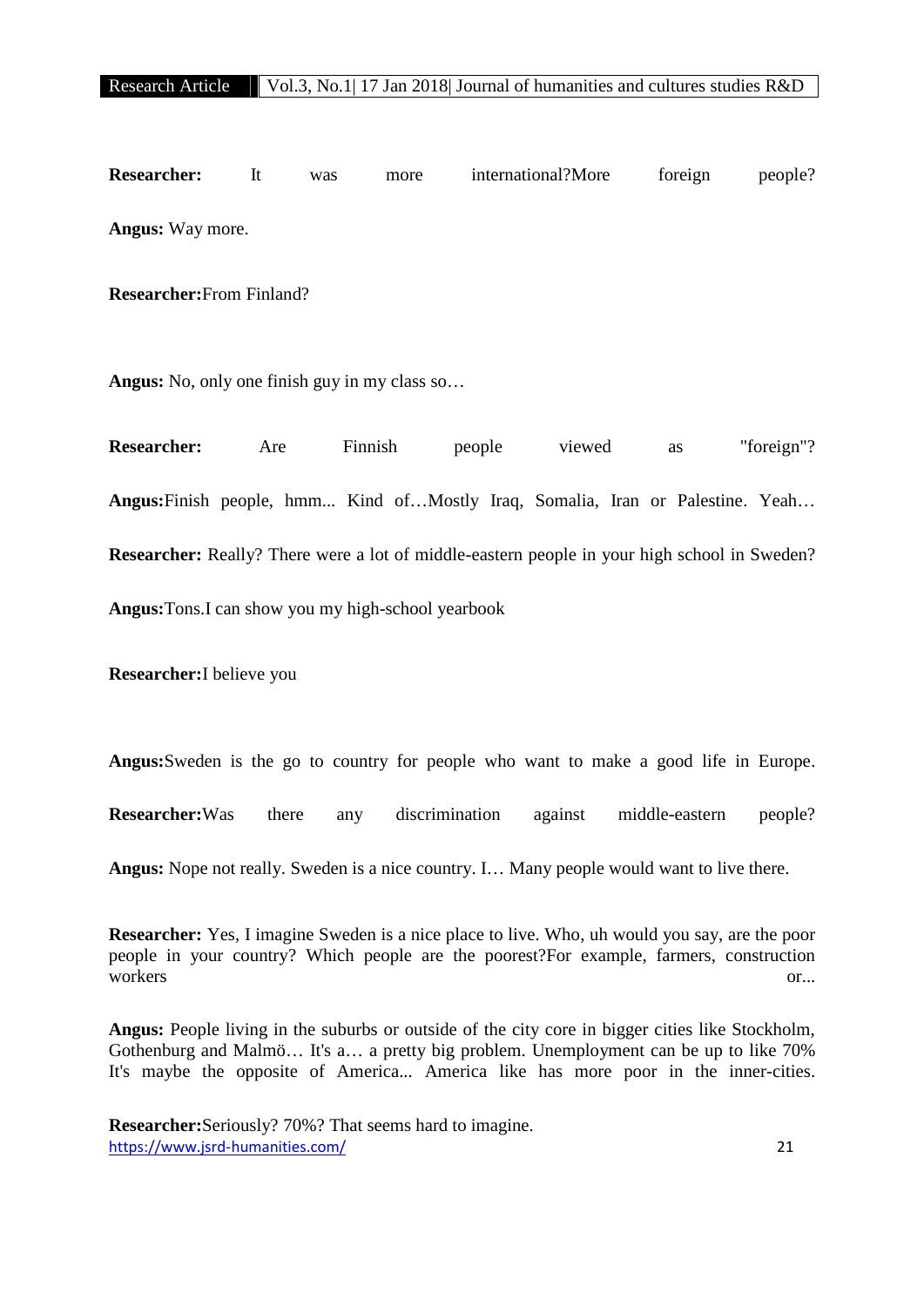**Researcher:** It was more international?More foreign people?

**Angus:** Way more.

**Researcher:**From Finland?

**Angus:** No, only one finish guy in my class so…

**Researcher:** Are Finnish people viewed as "foreign"?

**Angus:**Finish people, hmm... Kind of…Mostly Iraq, Somalia, Iran or Palestine. Yeah…

**Researcher:** Really? There were a lot of middle-eastern people in your high school in Sweden?

**Angus:**Tons.I can show you my high-school yearbook

**Researcher:**I believe you

**Angus:**Sweden is the go to country for people who want to make a good life in Europe.

**Researcher:**Was there any discrimination against middle-eastern people?

**Angus:** Nope not really. Sweden is a nice country. I… Many people would want to live there.

**Researcher:** Yes, I imagine Sweden is a nice place to live. Who, uh would you say, are the poor people in your country? Which people are the poorest?For example, farmers, construction workers or...

**Angus:** People living in the suburbs or outside of the city core in bigger cities like Stockholm, Gothenburg and Malmö… It's a… a pretty big problem. Unemployment can be up to like 70% It's maybe the opposite of America... America like has more poor in the inner-cities.

**Researcher:**Seriously? 70%? That seems hard to imagine.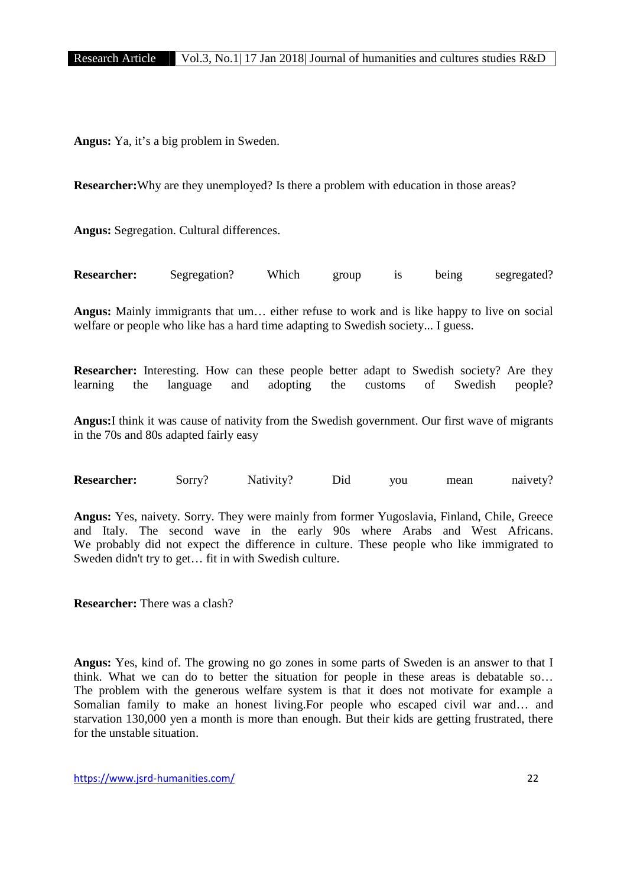**Angus:** Ya, it's a big problem in Sweden.

**Researcher:**Why are they unemployed? Is there a problem with education in those areas?

**Angus:** Segregation. Cultural differences.

**Researcher:** Segregation? Which group is being segregated?

**Angus:** Mainly immigrants that um… either refuse to work and is like happy to live on social welfare or people who like has a hard time adapting to Swedish society... I guess.

**Researcher:** Interesting. How can these people better adapt to Swedish society? Are they learning the language and adopting the customs of Swedish people?

**Angus:**I think it was cause of nativity from the Swedish government. Our first wave of migrants in the 70s and 80s adapted fairly easy

**Researcher:** Sorry? Nativity? Did you mean naivety?

**Angus:** Yes, naivety. Sorry. They were mainly from former Yugoslavia, Finland, Chile, Greece and Italy. The second wave in the early 90s where Arabs and West Africans. We probably did not expect the difference in culture. These people who like immigrated to Sweden didn't try to get… fit in with Swedish culture.

**Researcher:** There was a clash?

**Angus:** Yes, kind of. The growing no go zones in some parts of Sweden is an answer to that I think. What we can do to better the situation for people in these areas is debatable so… The problem with the generous welfare system is that it does not motivate for example a Somalian family to make an honest living.For people who escaped civil war and… and starvation 130,000 yen a month is more than enough. But their kids are getting frustrated, there for the unstable situation.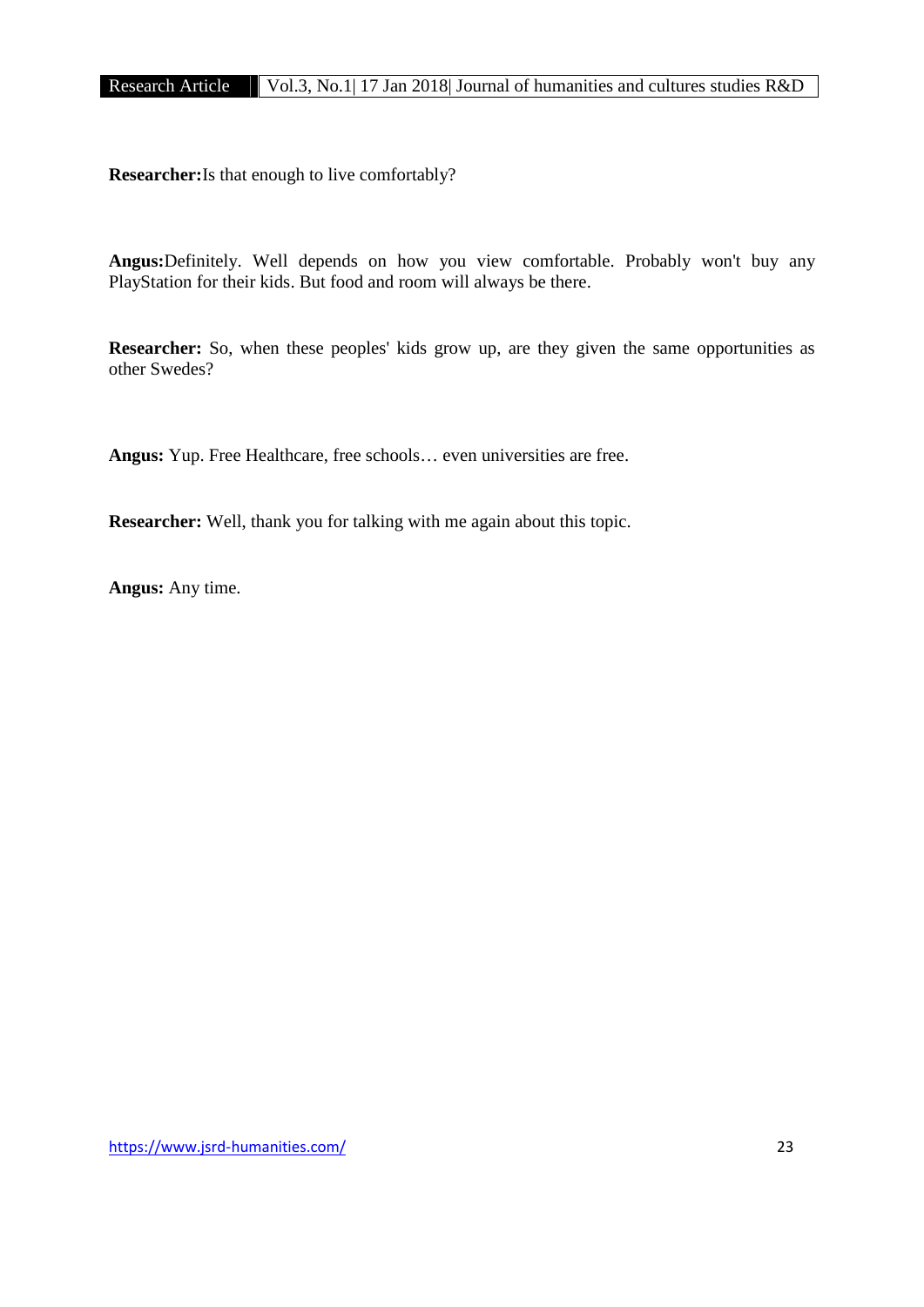**Researcher:**Is that enough to live comfortably?

**Angus:**Definitely. Well depends on how you view comfortable. Probably won't buy any PlayStation for their kids. But food and room will always be there.

**Researcher:** So, when these peoples' kids grow up, are they given the same opportunities as other Swedes?

**Angus:** Yup. Free Healthcare, free schools… even universities are free.

**Researcher:** Well, thank you for talking with me again about this topic.

**Angus:** Any time.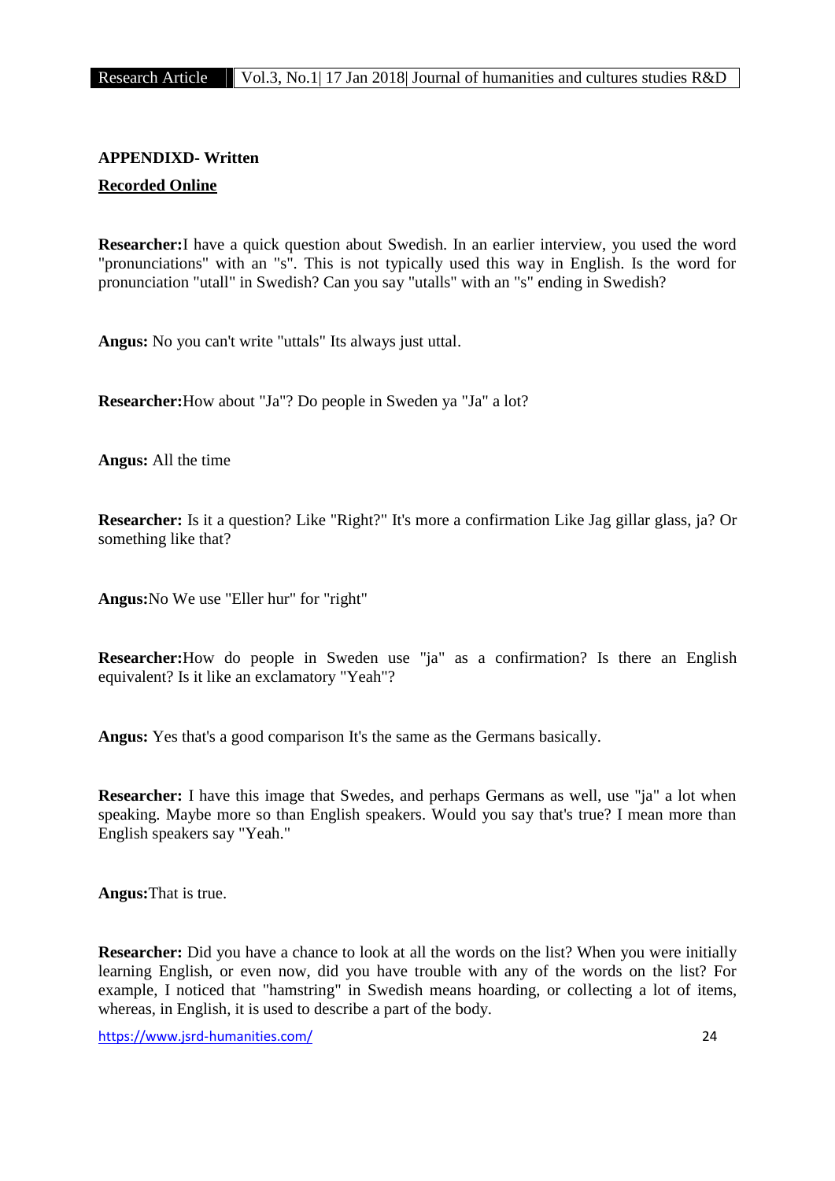**APPENDIXD- Written**

**<u>Recorded Online</u>**

**Researcher:**I have a quick question about Swedish. In an earlier interview, you used the word "pronunciations" with an "s". This is not typically used this way in English. Is the word for pronunciation "utall" in Swedish? Can you say "utalls" with an "s" ending in Swedish?

**Angus:** No you can't write "uttals" Its always just uttal.

**Researcher:**How about "Ja"? Do people in Sweden ya "Ja" a lot?

**Angus:** All the time

**Researcher:** Is it a question? Like "Right?" It's more a confirmation Like Jag gillar glass, ja? Or something like that?

**Angus:**No We use "Eller hur" for "right"

**Researcher:**How do people in Sweden use "ja" as a confirmation? Is there an English equivalent? Is it like an exclamatory "Yeah"?

**Angus:** Yes that's a good comparison It's the same as the Germans basically.

**Researcher:** I have this image that Swedes, and perhaps Germans as well, use "ja" a lot when speaking. Maybe more so than English speakers. Would you say that's true? I mean more than English speakers say "Yeah."

**Angus:**That is true.

**Researcher:** Did you have a chance to look at all the words on the list? When you were initially learning English, or even now, did you have trouble with any of the words on the list? For example, I noticed that "hamstring" in Swedish means hoarding, or collecting a lot of items, whereas, in English, it is used to describe a part of the body.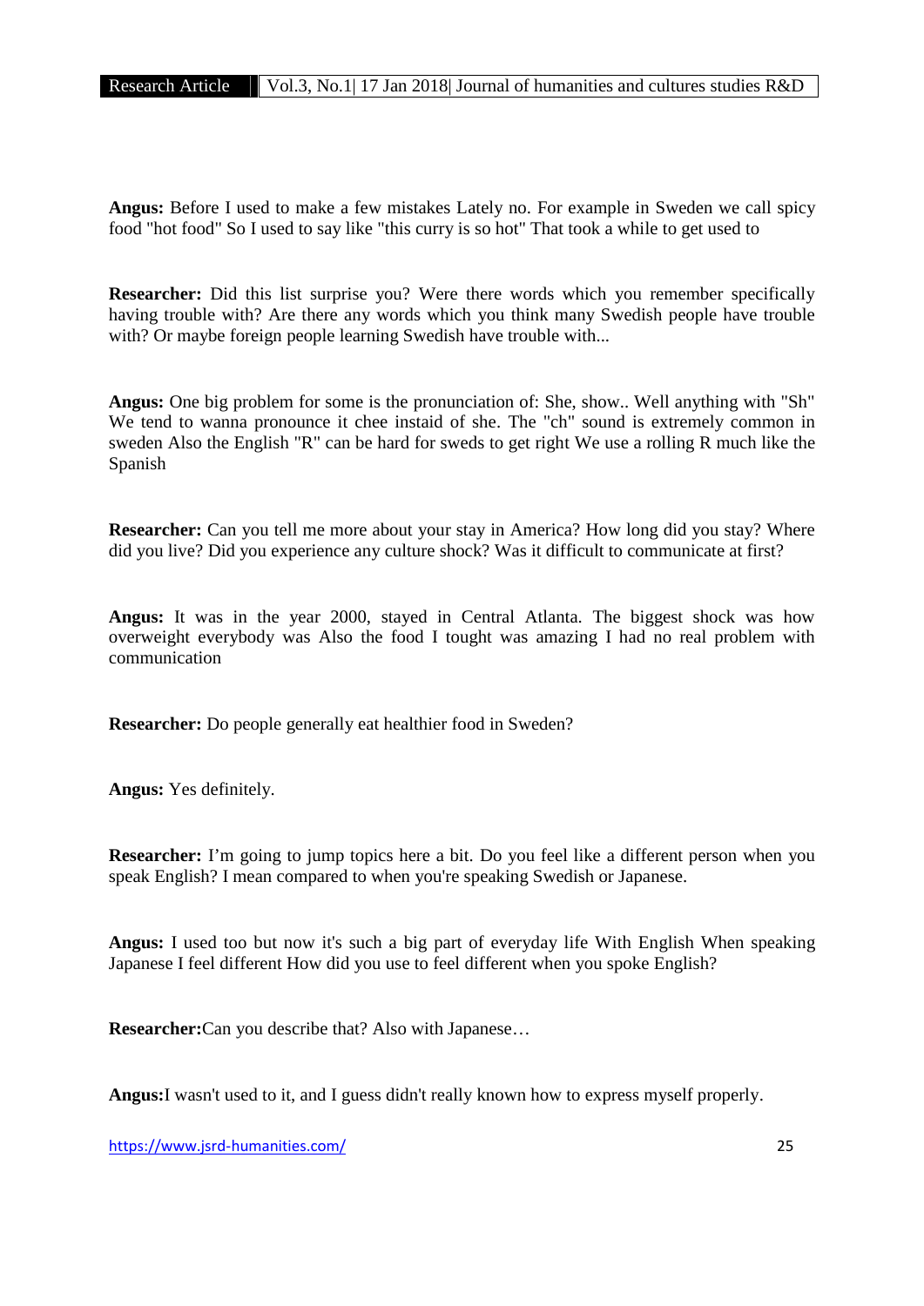**Angus:** Before I used to make a few mistakes Lately no. For example in Sweden we call spicy food "hot food" So I used to say like "this curry is so hot" That took a while to get used to

**Researcher:** Did this list surprise you? Were there words which you remember specifically having trouble with? Are there any words which you think many Swedish people have trouble with? Or maybe foreign people learning Swedish have trouble with...

**Angus:** One big problem for some is the pronunciation of: She, show.. Well anything with "Sh" We tend to wanna pronounce it chee instaid of she. The "ch" sound is extremely common in sweden Also the English "R" can be hard for sweds to get right We use a rolling R much like the Spanish

**Researcher:** Can you tell me more about your stay in America? How long did you stay? Where did you live? Did you experience any culture shock? Was it difficult to communicate at first?

**Angus:** It was in the year 2000, stayed in Central Atlanta. The biggest shock was how overweight everybody was Also the food I tought was amazing I had no real problem with communication

**Researcher:** Do people generally eat healthier food in Sweden?

**Angus:** Yes definitely.

**Researcher:** I'm going to jump topics here a bit. Do you feel like a different person when you speak English? I mean compared to when you're speaking Swedish or Japanese.

**Angus:** I used too but now it's such a big part of everyday life With English When speaking Japanese I feel different How did you use to feel different when you spoke English?

**Researcher:** Can you describe that? Also with Japanese…

**Angus:** I wasn't used to it, and I guess didn't really known how to express myself properly.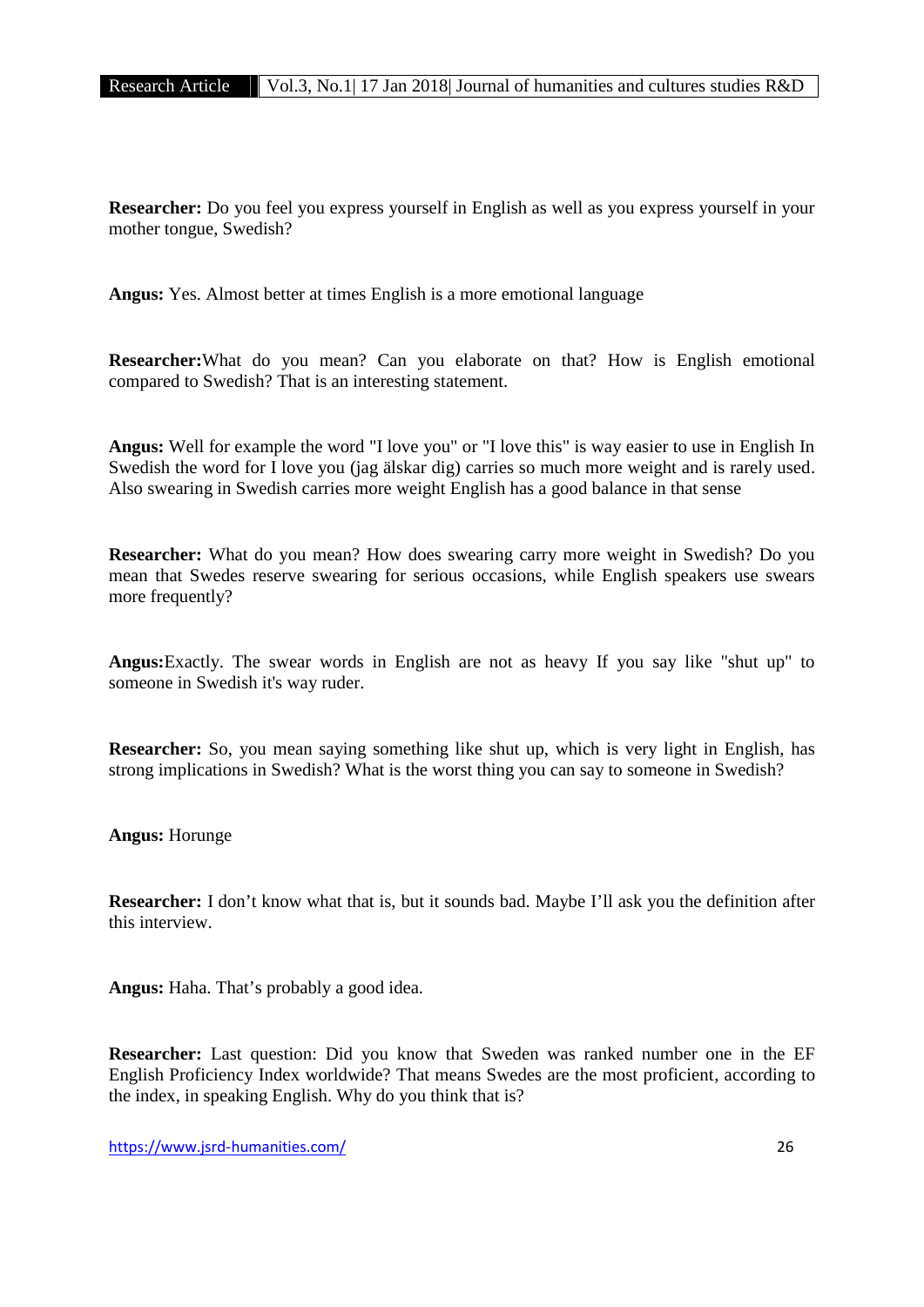**Researcher:** Do you feel you express yourself in English as well as you express yourself in your mother tongue, Swedish?

**Angus:** Yes. Almost better at times English is a more emotional language

**Researcher:**What do you mean? Can you elaborate on that? How is English emotional compared to Swedish? That is an interesting statement.

**Angus:** Well for example the word "I love you" or "I love this" is way easier to use in English In Swedish the word for I love you (jag älskar dig) carries so much more weight and is rarely used. Also swearing in Swedish carries more weight English has a good balance in that sense

**Researcher:** What do you mean? How does swearing carry more weight in Swedish? Do you mean that Swedes reserve swearing for serious occasions, while English speakers use swears more frequently?

**Angus:**Exactly. The swear words in English are not as heavy If you say like "shut up" to someone in Swedish it's way ruder.

**Researcher:** So, you mean saying something like shut up, which is very light in English, has strong implications in Swedish? What is the worst thing you can say to someone in Swedish?

**Angus:** Horunge

**Researcher:** I don't know what that is, but it sounds bad. Maybe I'll ask you the definition after this interview.

**Angus:** Haha. That's probably a good idea.

**Researcher:** Last question: Did you know that Sweden was ranked number one in the EF English Proficiency Index worldwide? That means Swedes are the most proficient, according to the index, in speaking English. Why do you think that is?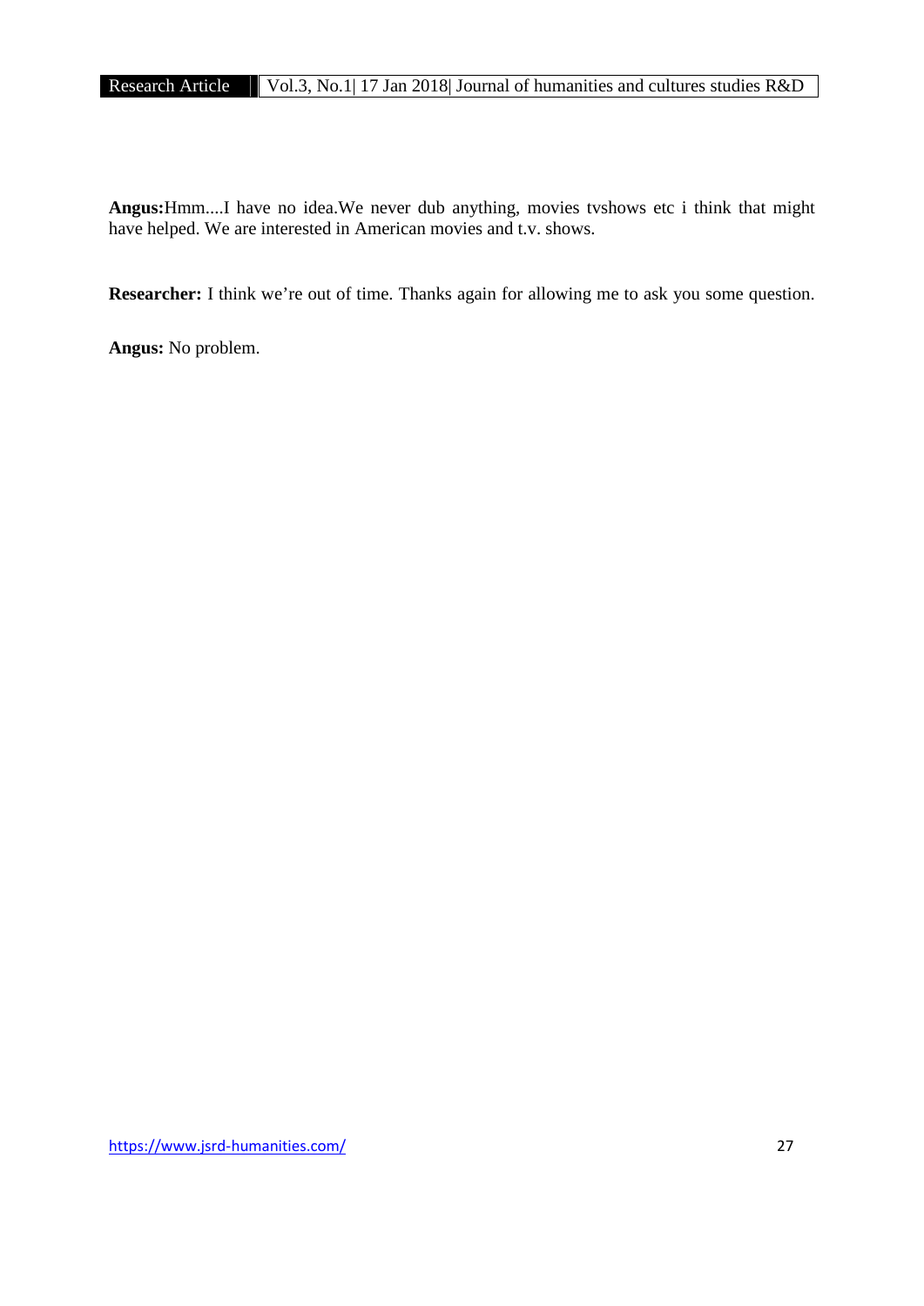**Angus:**Hmm....I have no idea.We never dub anything, movies tvshows etc i think that might have helped. We are interested in American movies and t.v. shows.

**Researcher:** I think we're out of time. Thanks again for allowing me to ask you some question.

**Angus:** No problem.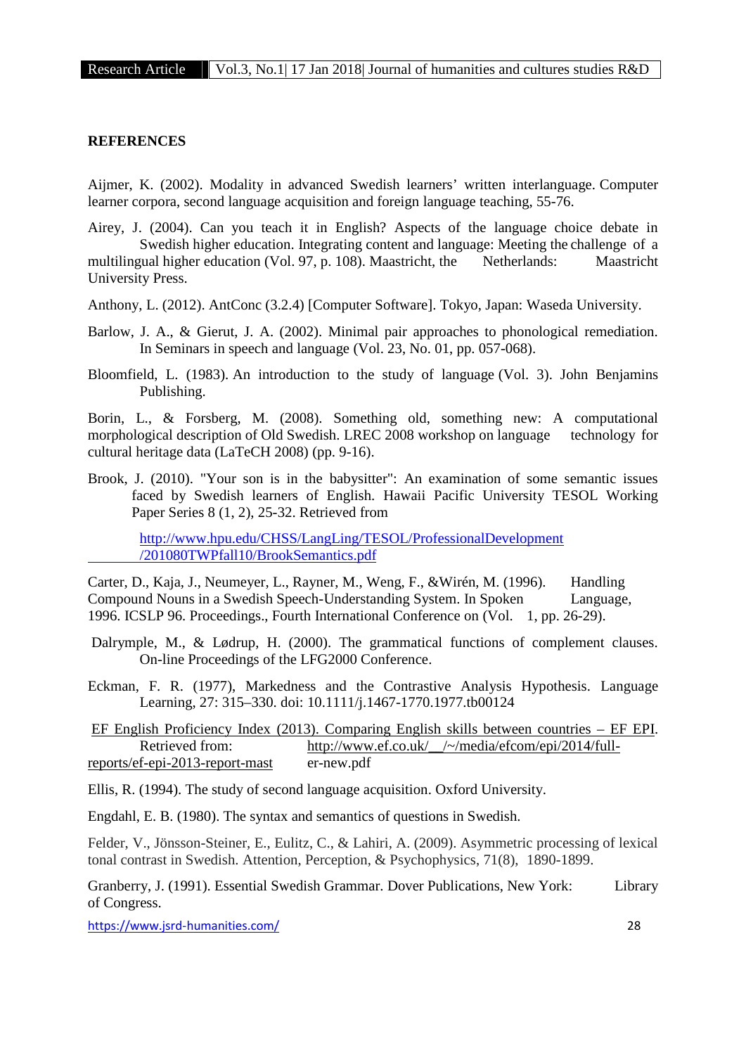**REFERENCES**

Aijmer, K. (2002). Modality in advanced Swedish learners' written interlanguage. Computer learner corpora, second language acquisition and foreign language teaching, 55-76.

Airey, J. (2004). Can you teach it in English? Aspects of the language choice debate in Swedish higher education. Integrating content and language: Meeting the challenge of a multilingual higher education (Vol. 97, p. 108). Maastricht, the Netherlands: Maastricht University Press.

Anthony, L. (2012). AntConc (3.2.4) [Computer Software]. Tokyo, Japan: Waseda University.

Barlow, J. A., & Gierut, J. A. (2002). Minimal pair approaches to phonological remediation. In Seminars in speech and language (Vol. 23, No. 01, pp. 057-068).

Bloomfield, L. (1983). An introduction to the study of language (Vol. 3). John Benjamins Publishing.

Borin, L., & Forsberg, M. (2008). Something old, something new: A computational morphological description of Old Swedish. LREC 2008 workshop on language technology for cultural heritage data (LaTeCH 2008) (pp. 9-16).

Brook, J. (2010). "Your son is in the babysitter": An examination of some semantic issues faced by Swedish learners of English. Hawaii Pacific University TESOL Working Paper Series 8 (1, 2), 25-32. Retrieved from

http://www.hpu.edu/CHSS/LangLing/TESOL/ProfessionalDevelopment/201080TWPfall10/BrookSemantics.pdf

Carter, D., Kaja, J., Neumeyer, L., Rayner, M., Weng, F., &Wirén, M. (1996). Handling Compound Nouns in a Swedish Speech-Understanding System. In Spoken Language, 1996. ICSLP 96. Proceedings., Fourth International Conference on (Vol. 1, pp. 26-29).

Dalrymple, M., & Lødrup, H. (2000). The grammatical functions of complement clauses. On-line Proceedings of the LFG2000 Conference.

Eckman, F. R. (1977), Markedness and the Contrastive Analysis Hypothesis. Language Learning, 27: 315–330. doi: 10.1111/j.1467-1770.1977.tb00124

EF English Proficiency Index (2013). Comparing English skills between countries – EF EPI. Retrieved from: http://www.ef.co.uk/__/~/media/efcom/epi/2014/full-reports/ef-epi-2013-report-master-new.pdf

Ellis, R. (1994). The study of second language acquisition. Oxford University.

Engdahl, E. B. (1980). The syntax and semantics of questions in Swedish.

Felder, V., Jönsson-Steiner, E., Eulitz, C., & Lahiri, A. (2009). Asymmetric processing of lexical tonal contrast in Swedish. Attention, Perception, & Psychophysics, 71(8), 1890-1899.

Granberry, J. (1991). Essential Swedish Grammar. Dover Publications, New York: Library of Congress.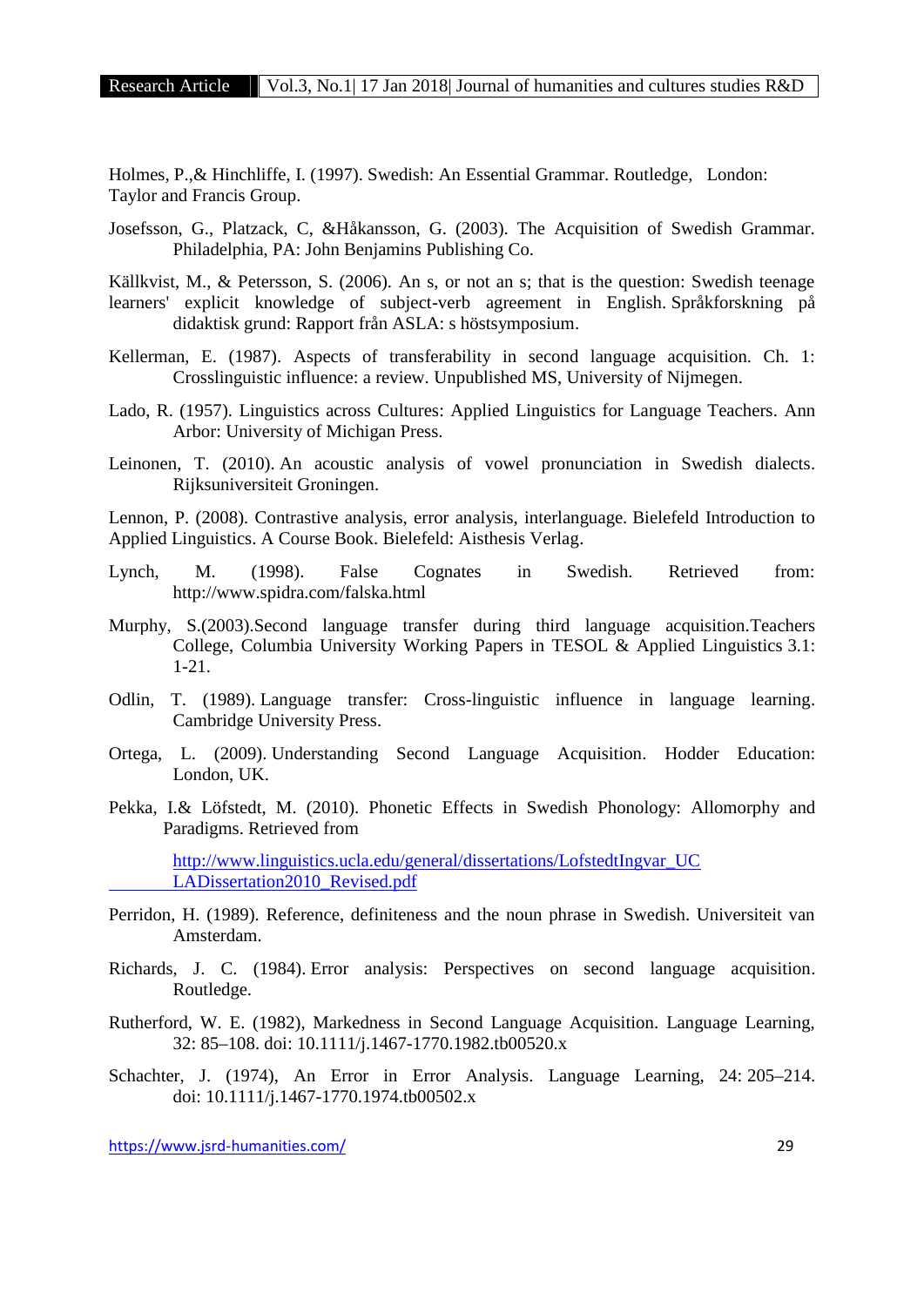Holmes, P.,& Hinchliffe, I. (1997). Swedish: An Essential Grammar. Routledge, London: Taylor and Francis Group.

Josefsson, G., Platzack, C, &Håkansson, G. (2003). The Acquisition of Swedish Grammar. Philadelphia, PA: John Benjamins Publishing Co.

Källkvist, M., & Petersson, S. (2006). An s, or not an s; that is the question: Swedish teenage learners' explicit knowledge of subject-verb agreement in English. Språkforskning på didaktisk grund: Rapport från ASLA: s höstsymposium.

Kellerman, E. (1987). Aspects of transferability in second language acquisition. Ch. 1: Crosslinguistic influence: a review. Unpublished MS, University of Nijmegen.

Lado, R. (1957). Linguistics across Cultures: Applied Linguistics for Language Teachers. Ann Arbor: University of Michigan Press.

Leinonen, T. (2010). An acoustic analysis of vowel pronunciation in Swedish dialects. Rijksuniversiteit Groningen.

Lennon, P. (2008). Contrastive analysis, error analysis, interlanguage. Bielefeld Introduction to Applied Linguistics. A Course Book. Bielefeld: Aisthesis Verlag.

Lynch, M. (1998). False Cognates in Swedish. Retrieved from: http://www.spidra.com/falska.html

Murphy, S.(2003).Second language transfer during third language acquisition.Teachers College, Columbia University Working Papers in TESOL & Applied Linguistics 3.1: 1-21.

Odlin, T. (1989). Language transfer: Cross-linguistic influence in language learning. Cambridge University Press.

Ortega, L. (2009). Understanding Second Language Acquisition. Hodder Education: London, UK.

Pekka, I.& Löfstedt, M. (2010). Phonetic Effects in Swedish Phonology: Allomorphy and Paradigms. Retrieved from

http://www.linguistics.ucla.edu/general/dissertations/LofstedtIngvar_UCLADissertation2010_Revised.pdf

Perridon, H. (1989). Reference, definiteness and the noun phrase in Swedish. Universiteit van Amsterdam.

Richards, J. C. (1984). Error analysis: Perspectives on second language acquisition. Routledge.

Rutherford, W. E. (1982), Markedness in Second Language Acquisition. Language Learning, 32: 85–108. doi: 10.1111/j.1467-1770.1982.tb00520.x

Schachter, J. (1974), An Error in Error Analysis. Language Learning, 24: 205–214. doi: 10.1111/j.1467-1770.1974.tb00502.x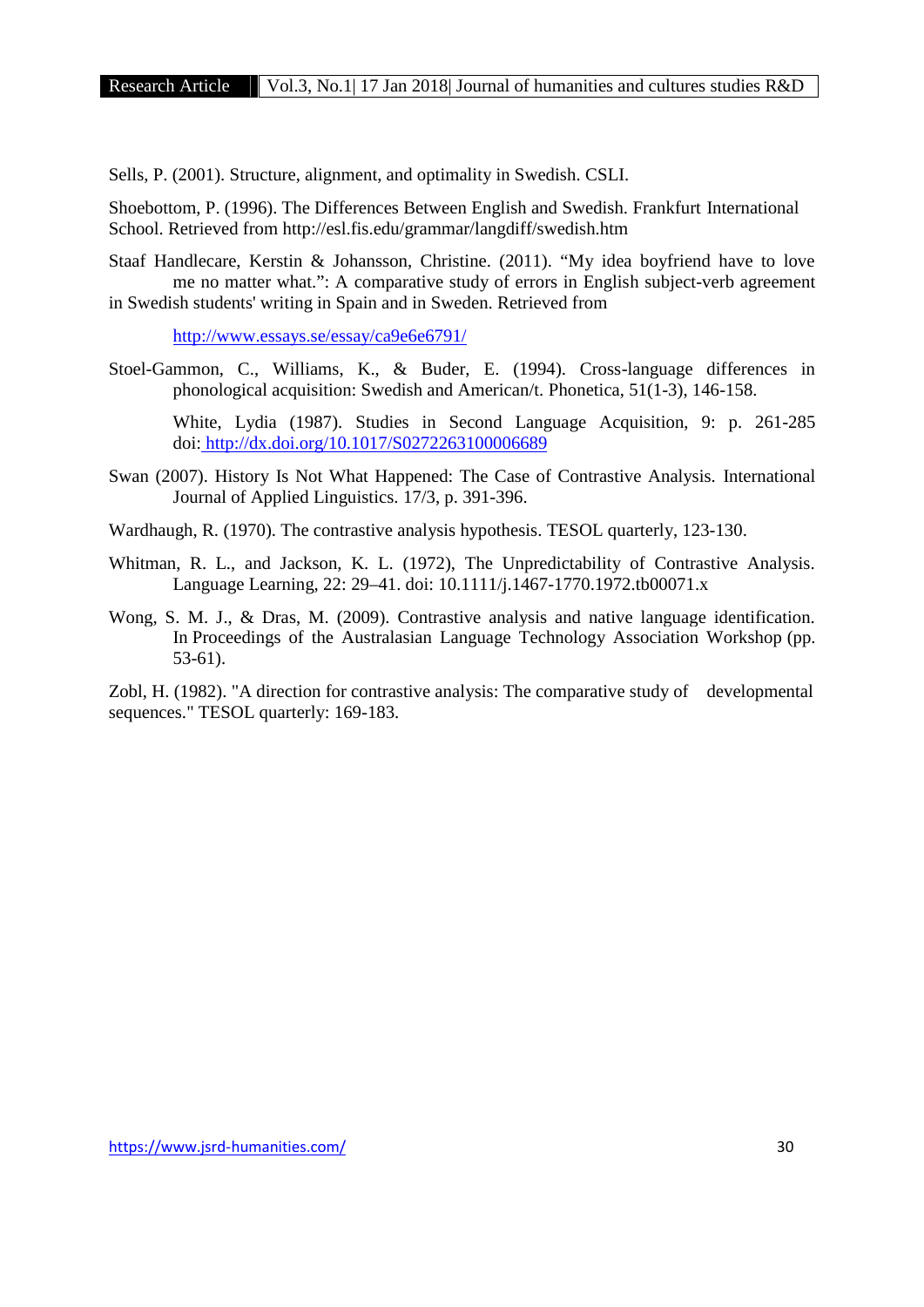Sells, P. (2001). Structure, alignment, and optimality in Swedish. CSLI.

Shoebottom, P. (1996). The Differences Between English and Swedish. Frankfurt International School. Retrieved from http://esl.fis.edu/grammar/langdiff/swedish.htm

Staaf Handlecare, Kerstin & Johansson, Christine. (2011). "My idea boyfriend have to love me no matter what.": A comparative study of errors in English subject-verb agreement in Swedish students' writing in Spain and in Sweden. Retrieved from

http://www.essays.se/essay/ca9e6e6791/

Stoel-Gammon, C., Williams, K., & Buder, E. (1994). Cross-language differences in phonological acquisition: Swedish and American/t. Phonetica, 51(1-3), 146-158.

White, Lydia (1987). Studies in Second Language Acquisition, 9: p. 261-285 doi: http://dx.doi.org/10.1017/S0272263100006689

Swan (2007). History Is Not What Happened: The Case of Contrastive Analysis. International Journal of Applied Linguistics. 17/3, p. 391-396.

Wardhaugh, R. (1970). The contrastive analysis hypothesis. TESOL quarterly, 123-130.

Whitman, R. L., and Jackson, K. L. (1972), The Unpredictability of Contrastive Analysis. Language Learning, 22: 29–41. doi: 10.1111/j.1467-1770.1972.tb00071.x

Wong, S. M. J., & Dras, M. (2009). Contrastive analysis and native language identification. In Proceedings of the Australasian Language Technology Association Workshop (pp. 53-61).

Zobl, H. (1982). "A direction for contrastive analysis: The comparative study of developmental sequences." TESOL quarterly: 169-183.